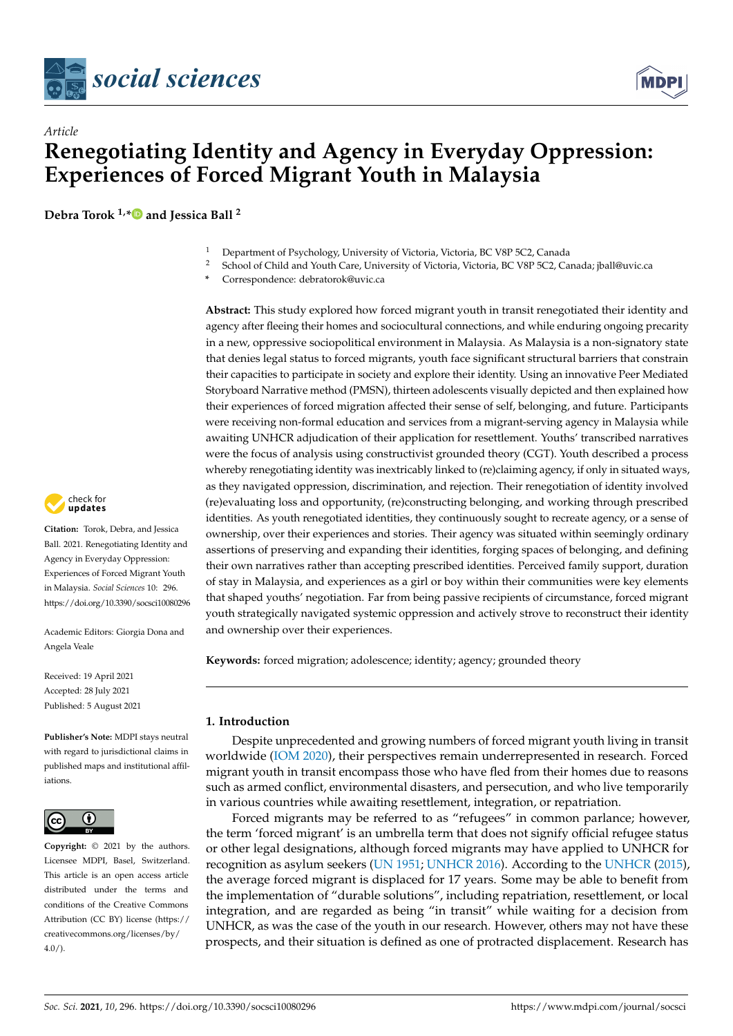*Article*

# Renegotiating Identity and Agency in Everyday Oppression: Experiences of Forced Migrant Youth in Malaysia

**Debra Torok [1,*] and Jessica Ball [2]**

[1] Department of Psychology, University of Victoria, Victoria, BC V8P 5C2, Canada
[2] School of Child and Youth Care, University of Victoria, Victoria, BC V8P 5C2, Canada; jball@uvic.ca
[*] Correspondence: debratorok@uvic.ca

**Abstract:** This study explored how forced migrant youth in transit renegotiated their identity and agency after fleeing their homes and sociocultural connections, and while enduring ongoing precarity in a new, oppressive sociopolitical environment in Malaysia. As Malaysia is a non-signatory state that denies legal status to forced migrants, youth face significant structural barriers that constrain their capacities to participate in society and explore their identity. Using an innovative Peer Mediated Storyboard Narrative method (PMSN), thirteen adolescents visually depicted and then explained how their experiences of forced migration affected their sense of self, belonging, and future. Participants were receiving non-formal education and services from a migrant-serving agency in Malaysia while awaiting UNHCR adjudication of their application for resettlement. Youths' transcribed narratives were the focus of analysis using constructivist grounded theory (CGT). Youth described a process whereby renegotiating identity was inextricably linked to (re)claiming agency, if only in situated ways, as they navigated oppression, discrimination, and rejection. Their renegotiation of identity involved (re)evaluating loss and opportunity, (re)constructing belonging, and working through prescribed identities. As youth renegotiated identities, they continuously sought to recreate agency, or a sense of ownership, over their experiences and stories. Their agency was situated within seemingly ordinary assertions of preserving and expanding their identities, forging spaces of belonging, and defining their own narratives rather than accepting prescribed identities. Perceived family support, duration of stay in Malaysia, and experiences as a girl or boy within their communities were key elements that shaped youths' negotiation. Far from being passive recipients of circumstance, forced migrant youth strategically navigated systemic oppression and actively strove to reconstruct their identity and ownership over their experiences.

**Keywords:** forced migration; adolescence; identity; agency; grounded theory

**Citation:** Torok, Debra, and Jessica Ball. 2021. Renegotiating Identity and Agency in Everyday Oppression: Experiences of Forced Migrant Youth in Malaysia. *Social Sciences* 10: 296. https://doi.org/10.3390/socsci10080296

Academic Editors: Giorgia Dona and Angela Veale

Received: 19 April 2021
Accepted: 28 July 2021
Published: 5 August 2021

**Publisher's Note:** MDPI stays neutral with regard to jurisdictional claims in published maps and institutional affiliations.

**Copyright:** © 2021 by the authors. Licensee MDPI, Basel, Switzerland. This article is an open access article distributed under the terms and conditions of the Creative Commons Attribution (CC BY) license (https://creativecommons.org/licenses/by/4.0/).

## 1. Introduction

Despite unprecedented and growing numbers of forced migrant youth living in transit worldwide (IOM 2020), their perspectives remain underrepresented in research. Forced migrant youth in transit encompass those who have fled from their homes due to reasons such as armed conflict, environmental disasters, and persecution, and who live temporarily in various countries while awaiting resettlement, integration, or repatriation.

Forced migrants may be referred to as "refugees" in common parlance; however, the term 'forced migrant' is an umbrella term that does not signify official refugee status or other legal designations, although forced migrants may have applied to UNHCR for recognition as asylum seekers (UN 1951; UNHCR 2016). According to the UNHCR (2015), the average forced migrant is displaced for 17 years. Some may be able to benefit from the implementation of "durable solutions", including repatriation, resettlement, or local integration, and are regarded as being "in transit" while waiting for a decision from UNHCR, as was the case of the youth in our research. However, others may not have these prospects, and their situation is defined as one of protracted displacement. Research has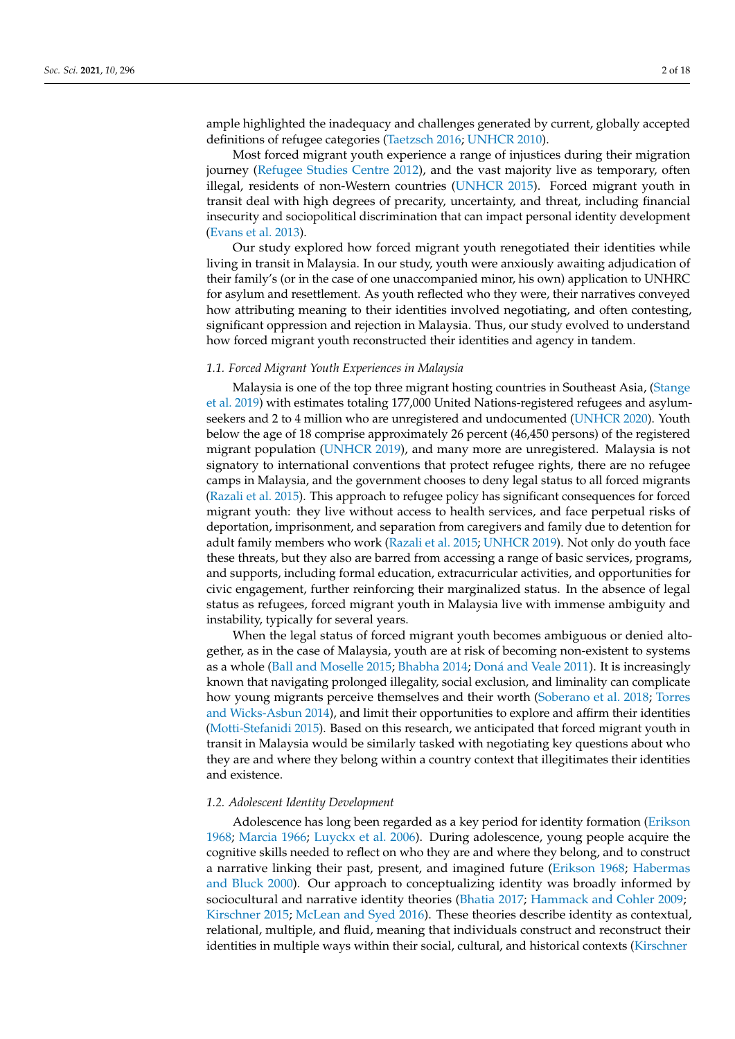ample highlighted the inadequacy and challenges generated by current, globally accepted definitions of refugee categories (Taetzsch 2016; UNHCR 2010).

Most forced migrant youth experience a range of injustices during their migration journey (Refugee Studies Centre 2012), and the vast majority live as temporary, often illegal, residents of non-Western countries (UNHCR 2015). Forced migrant youth in transit deal with high degrees of precarity, uncertainty, and threat, including financial insecurity and sociopolitical discrimination that can impact personal identity development (Evans et al. 2013).

Our study explored how forced migrant youth renegotiated their identities while living in transit in Malaysia. In our study, youth were anxiously awaiting adjudication of their family's (or in the case of one unaccompanied minor, his own) application to UNHRC for asylum and resettlement. As youth reflected who they were, their narratives conveyed how attributing meaning to their identities involved negotiating, and often contesting, significant oppression and rejection in Malaysia. Thus, our study evolved to understand how forced migrant youth reconstructed their identities and agency in tandem.

### 1.1. Forced Migrant Youth Experiences in Malaysia

Malaysia is one of the top three migrant hosting countries in Southeast Asia, (Stange et al. 2019) with estimates totaling 177,000 United Nations-registered refugees and asylum-seekers and 2 to 4 million who are unregistered and undocumented (UNHCR 2020). Youth below the age of 18 comprise approximately 26 percent (46,450 persons) of the registered migrant population (UNHCR 2019), and many more are unregistered. Malaysia is not signatory to international conventions that protect refugee rights, there are no refugee camps in Malaysia, and the government chooses to deny legal status to all forced migrants (Razali et al. 2015). This approach to refugee policy has significant consequences for forced migrant youth: they live without access to health services, and face perpetual risks of deportation, imprisonment, and separation from caregivers and family due to detention for adult family members who work (Razali et al. 2015; UNHCR 2019). Not only do youth face these threats, but they also are barred from accessing a range of basic services, programs, and supports, including formal education, extracurricular activities, and opportunities for civic engagement, further reinforcing their marginalized status. In the absence of legal status as refugees, forced migrant youth in Malaysia live with immense ambiguity and instability, typically for several years.

When the legal status of forced migrant youth becomes ambiguous or denied altogether, as in the case of Malaysia, youth are at risk of becoming non-existent to systems as a whole (Ball and Moselle 2015; Bhabha 2014; Doná and Veale 2011). It is increasingly known that navigating prolonged illegality, social exclusion, and liminality can complicate how young migrants perceive themselves and their worth (Soberano et al. 2018; Torres and Wicks-Asbun 2014), and limit their opportunities to explore and affirm their identities (Motti-Stefanidi 2015). Based on this research, we anticipated that forced migrant youth in transit in Malaysia would be similarly tasked with negotiating key questions about who they are and where they belong within a country context that illegitimates their identities and existence.

### 1.2. Adolescent Identity Development

Adolescence has long been regarded as a key period for identity formation (Erikson 1968; Marcia 1966; Luyckx et al. 2006). During adolescence, young people acquire the cognitive skills needed to reflect on who they are and where they belong, and to construct a narrative linking their past, present, and imagined future (Erikson 1968; Habermas and Bluck 2000). Our approach to conceptualizing identity was broadly informed by sociocultural and narrative identity theories (Bhatia 2017; Hammack and Cohler 2009; Kirschner 2015; McLean and Syed 2016). These theories describe identity as contextual, relational, multiple, and fluid, meaning that individuals construct and reconstruct their identities in multiple ways within their social, cultural, and historical contexts (Kirschner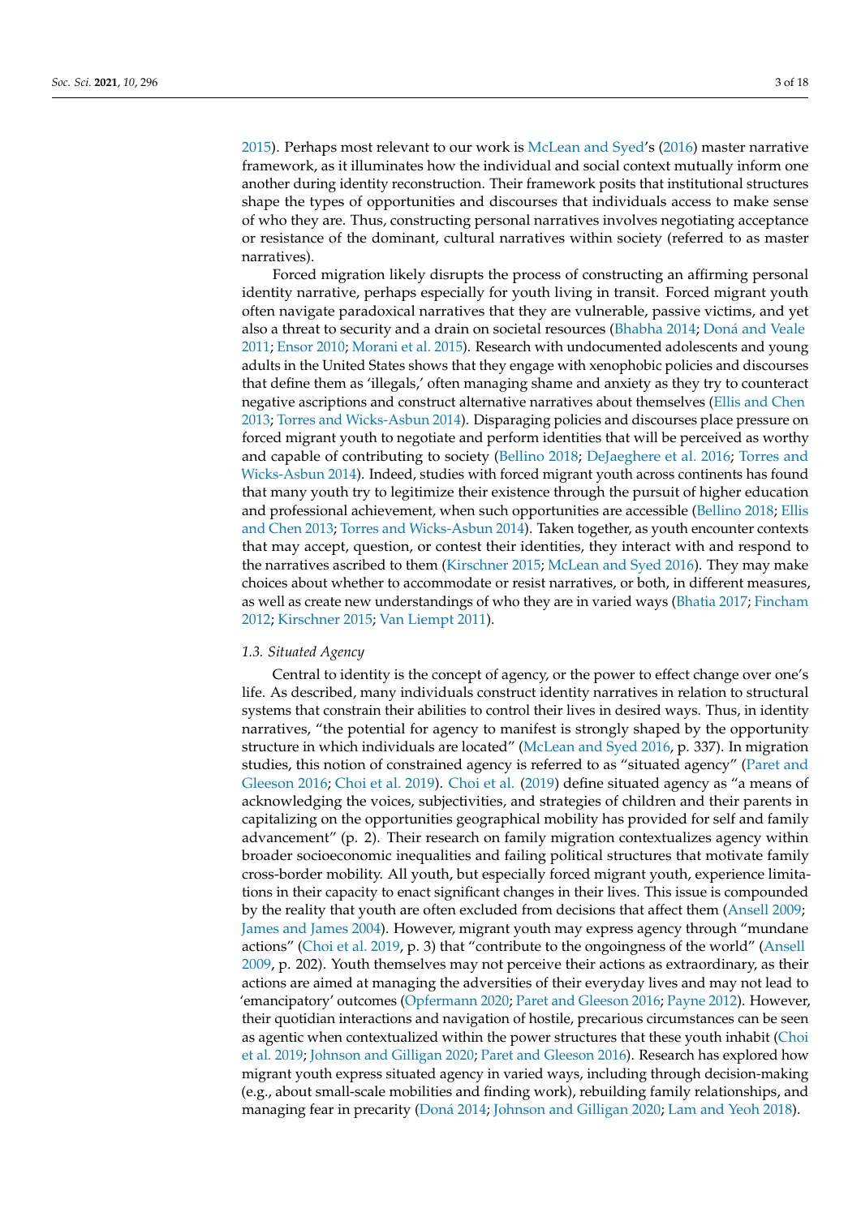2015). Perhaps most relevant to our work is McLean and Syed's (2016) master narrative framework, as it illuminates how the individual and social context mutually inform one another during identity reconstruction. Their framework posits that institutional structures shape the types of opportunities and discourses that individuals access to make sense of who they are. Thus, constructing personal narratives involves negotiating acceptance or resistance of the dominant, cultural narratives within society (referred to as master narratives).

Forced migration likely disrupts the process of constructing an affirming personal identity narrative, perhaps especially for youth living in transit. Forced migrant youth often navigate paradoxical narratives that they are vulnerable, passive victims, and yet also a threat to security and a drain on societal resources (Bhabha 2014; Doná and Veale 2011; Ensor 2010; Morani et al. 2015). Research with undocumented adolescents and young adults in the United States shows that they engage with xenophobic policies and discourses that define them as 'illegals,' often managing shame and anxiety as they try to counteract negative ascriptions and construct alternative narratives about themselves (Ellis and Chen 2013; Torres and Wicks-Asbun 2014). Disparaging policies and discourses place pressure on forced migrant youth to negotiate and perform identities that will be perceived as worthy and capable of contributing to society (Bellino 2018; DeJaeghere et al. 2016; Torres and Wicks-Asbun 2014). Indeed, studies with forced migrant youth across continents has found that many youth try to legitimize their existence through the pursuit of higher education and professional achievement, when such opportunities are accessible (Bellino 2018; Ellis and Chen 2013; Torres and Wicks-Asbun 2014). Taken together, as youth encounter contexts that may accept, question, or contest their identities, they interact with and respond to the narratives ascribed to them (Kirschner 2015; McLean and Syed 2016). They may make choices about whether to accommodate or resist narratives, or both, in different measures, as well as create new understandings of who they are in varied ways (Bhatia 2017; Fincham 2012; Kirschner 2015; Van Liempt 2011).

### 1.3. Situated Agency

Central to identity is the concept of agency, or the power to effect change over one's life. As described, many individuals construct identity narratives in relation to structural systems that constrain their abilities to control their lives in desired ways. Thus, in identity narratives, "the potential for agency to manifest is strongly shaped by the opportunity structure in which individuals are located" (McLean and Syed 2016, p. 337). In migration studies, this notion of constrained agency is referred to as "situated agency" (Paret and Gleeson 2016; Choi et al. 2019). Choi et al. (2019) define situated agency as "a means of acknowledging the voices, subjectivities, and strategies of children and their parents in capitalizing on the opportunities geographical mobility has provided for self and family advancement" (p. 2). Their research on family migration contextualizes agency within broader socioeconomic inequalities and failing political structures that motivate family cross-border mobility. All youth, but especially forced migrant youth, experience limitations in their capacity to enact significant changes in their lives. This issue is compounded by the reality that youth are often excluded from decisions that affect them (Ansell 2009; James and James 2004). However, migrant youth may express agency through "mundane actions" (Choi et al. 2019, p. 3) that "contribute to the ongoingness of the world" (Ansell 2009, p. 202). Youth themselves may not perceive their actions as extraordinary, as their actions are aimed at managing the adversities of their everyday lives and may not lead to 'emancipatory' outcomes (Opfermann 2020; Paret and Gleeson 2016; Payne 2012). However, their quotidian interactions and navigation of hostile, precarious circumstances can be seen as agentic when contextualized within the power structures that these youth inhabit (Choi et al. 2019; Johnson and Gilligan 2020; Paret and Gleeson 2016). Research has explored how migrant youth express situated agency in varied ways, including through decision-making (e.g., about small-scale mobilities and finding work), rebuilding family relationships, and managing fear in precarity (Doná 2014; Johnson and Gilligan 2020; Lam and Yeoh 2018).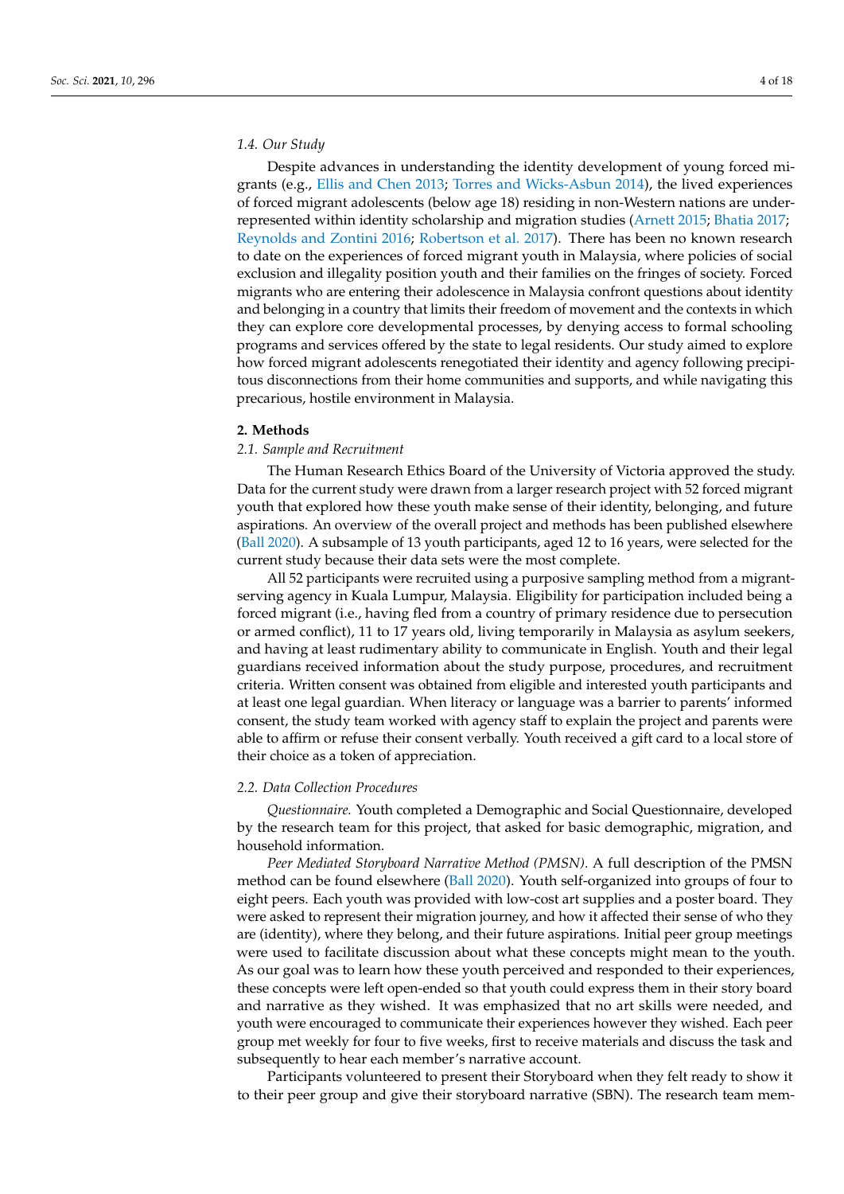### 1.4. Our Study

Despite advances in understanding the identity development of young forced migrants (e.g., Ellis and Chen 2013; Torres and Wicks-Asbun 2014), the lived experiences of forced migrant adolescents (below age 18) residing in non-Western nations are underrepresented within identity scholarship and migration studies (Arnett 2015; Bhatia 2017; Reynolds and Zontini 2016; Robertson et al. 2017). There has been no known research to date on the experiences of forced migrant youth in Malaysia, where policies of social exclusion and illegality position youth and their families on the fringes of society. Forced migrants who are entering their adolescence in Malaysia confront questions about identity and belonging in a country that limits their freedom of movement and the contexts in which they can explore core developmental processes, by denying access to formal schooling programs and services offered by the state to legal residents. Our study aimed to explore how forced migrant adolescents renegotiated their identity and agency following precipitous disconnections from their home communities and supports, and while navigating this precarious, hostile environment in Malaysia.

## 2. Methods

### 2.1. Sample and Recruitment

The Human Research Ethics Board of the University of Victoria approved the study. Data for the current study were drawn from a larger research project with 52 forced migrant youth that explored how these youth make sense of their identity, belonging, and future aspirations. An overview of the overall project and methods has been published elsewhere (Ball 2020). A subsample of 13 youth participants, aged 12 to 16 years, were selected for the current study because their data sets were the most complete.

All 52 participants were recruited using a purposive sampling method from a migrant-serving agency in Kuala Lumpur, Malaysia. Eligibility for participation included being a forced migrant (i.e., having fled from a country of primary residence due to persecution or armed conflict), 11 to 17 years old, living temporarily in Malaysia as asylum seekers, and having at least rudimentary ability to communicate in English. Youth and their legal guardians received information about the study purpose, procedures, and recruitment criteria. Written consent was obtained from eligible and interested youth participants and at least one legal guardian. When literacy or language was a barrier to parents' informed consent, the study team worked with agency staff to explain the project and parents were able to affirm or refuse their consent verbally. Youth received a gift card to a local store of their choice as a token of appreciation.

### 2.2. Data Collection Procedures

*Questionnaire.* Youth completed a Demographic and Social Questionnaire, developed by the research team for this project, that asked for basic demographic, migration, and household information.

*Peer Mediated Storyboard Narrative Method (PMSN).* A full description of the PMSN method can be found elsewhere (Ball 2020). Youth self-organized into groups of four to eight peers. Each youth was provided with low-cost art supplies and a poster board. They were asked to represent their migration journey, and how it affected their sense of who they are (identity), where they belong, and their future aspirations. Initial peer group meetings were used to facilitate discussion about what these concepts might mean to the youth. As our goal was to learn how these youth perceived and responded to their experiences, these concepts were left open-ended so that youth could express them in their story board and narrative as they wished. It was emphasized that no art skills were needed, and youth were encouraged to communicate their experiences however they wished. Each peer group met weekly for four to five weeks, first to receive materials and discuss the task and subsequently to hear each member's narrative account.

Participants volunteered to present their Storyboard when they felt ready to show it to their peer group and give their storyboard narrative (SBN). The research team mem-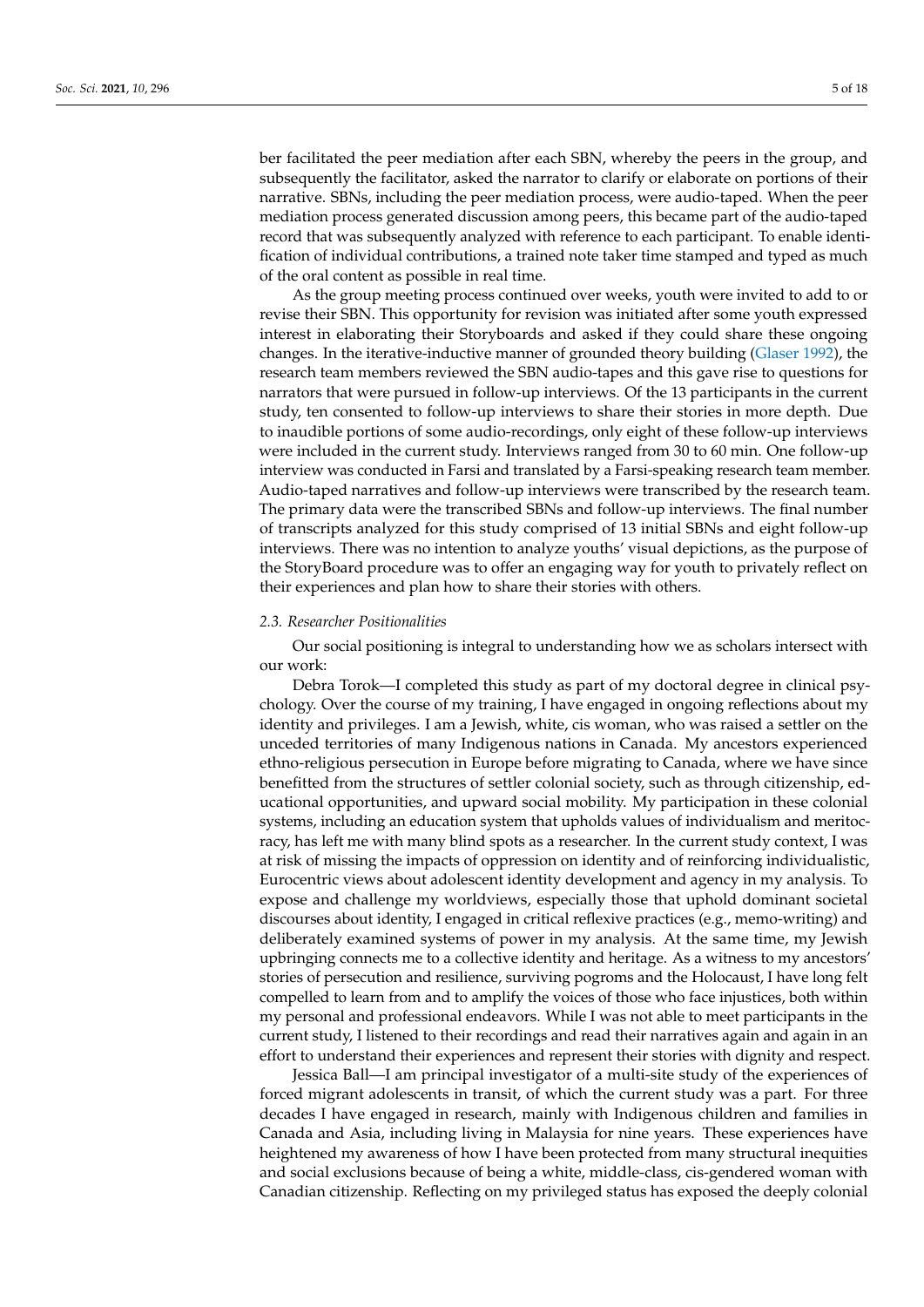ber facilitated the peer mediation after each SBN, whereby the peers in the group, and subsequently the facilitator, asked the narrator to clarify or elaborate on portions of their narrative. SBNs, including the peer mediation process, were audio-taped. When the peer mediation process generated discussion among peers, this became part of the audio-taped record that was subsequently analyzed with reference to each participant. To enable identification of individual contributions, a trained note taker time stamped and typed as much of the oral content as possible in real time.

As the group meeting process continued over weeks, youth were invited to add to or revise their SBN. This opportunity for revision was initiated after some youth expressed interest in elaborating their Storyboards and asked if they could share these ongoing changes. In the iterative-inductive manner of grounded theory building (Glaser 1992), the research team members reviewed the SBN audio-tapes and this gave rise to questions for narrators that were pursued in follow-up interviews. Of the 13 participants in the current study, ten consented to follow-up interviews to share their stories in more depth. Due to inaudible portions of some audio-recordings, only eight of these follow-up interviews were included in the current study. Interviews ranged from 30 to 60 min. One follow-up interview was conducted in Farsi and translated by a Farsi-speaking research team member. Audio-taped narratives and follow-up interviews were transcribed by the research team. The primary data were the transcribed SBNs and follow-up interviews. The final number of transcripts analyzed for this study comprised of 13 initial SBNs and eight follow-up interviews. There was no intention to analyze youths' visual depictions, as the purpose of the StoryBoard procedure was to offer an engaging way for youth to privately reflect on their experiences and plan how to share their stories with others.

### 2.3. Researcher Positionalities

Our social positioning is integral to understanding how we as scholars intersect with our work:

Debra Torok—I completed this study as part of my doctoral degree in clinical psychology. Over the course of my training, I have engaged in ongoing reflections about my identity and privileges. I am a Jewish, white, cis woman, who was raised a settler on the unceded territories of many Indigenous nations in Canada. My ancestors experienced ethno-religious persecution in Europe before migrating to Canada, where we have since benefitted from the structures of settler colonial society, such as through citizenship, educational opportunities, and upward social mobility. My participation in these colonial systems, including an education system that upholds values of individualism and meritocracy, has left me with many blind spots as a researcher. In the current study context, I was at risk of missing the impacts of oppression on identity and of reinforcing individualistic, Eurocentric views about adolescent identity development and agency in my analysis. To expose and challenge my worldviews, especially those that uphold dominant societal discourses about identity, I engaged in critical reflexive practices (e.g., memo-writing) and deliberately examined systems of power in my analysis. At the same time, my Jewish upbringing connects me to a collective identity and heritage. As a witness to my ancestors' stories of persecution and resilience, surviving pogroms and the Holocaust, I have long felt compelled to learn from and to amplify the voices of those who face injustices, both within my personal and professional endeavors. While I was not able to meet participants in the current study, I listened to their recordings and read their narratives again and again in an effort to understand their experiences and represent their stories with dignity and respect.

Jessica Ball—I am principal investigator of a multi-site study of the experiences of forced migrant adolescents in transit, of which the current study was a part. For three decades I have engaged in research, mainly with Indigenous children and families in Canada and Asia, including living in Malaysia for nine years. These experiences have heightened my awareness of how I have been protected from many structural inequities and social exclusions because of being a white, middle-class, cis-gendered woman with Canadian citizenship. Reflecting on my privileged status has exposed the deeply colonial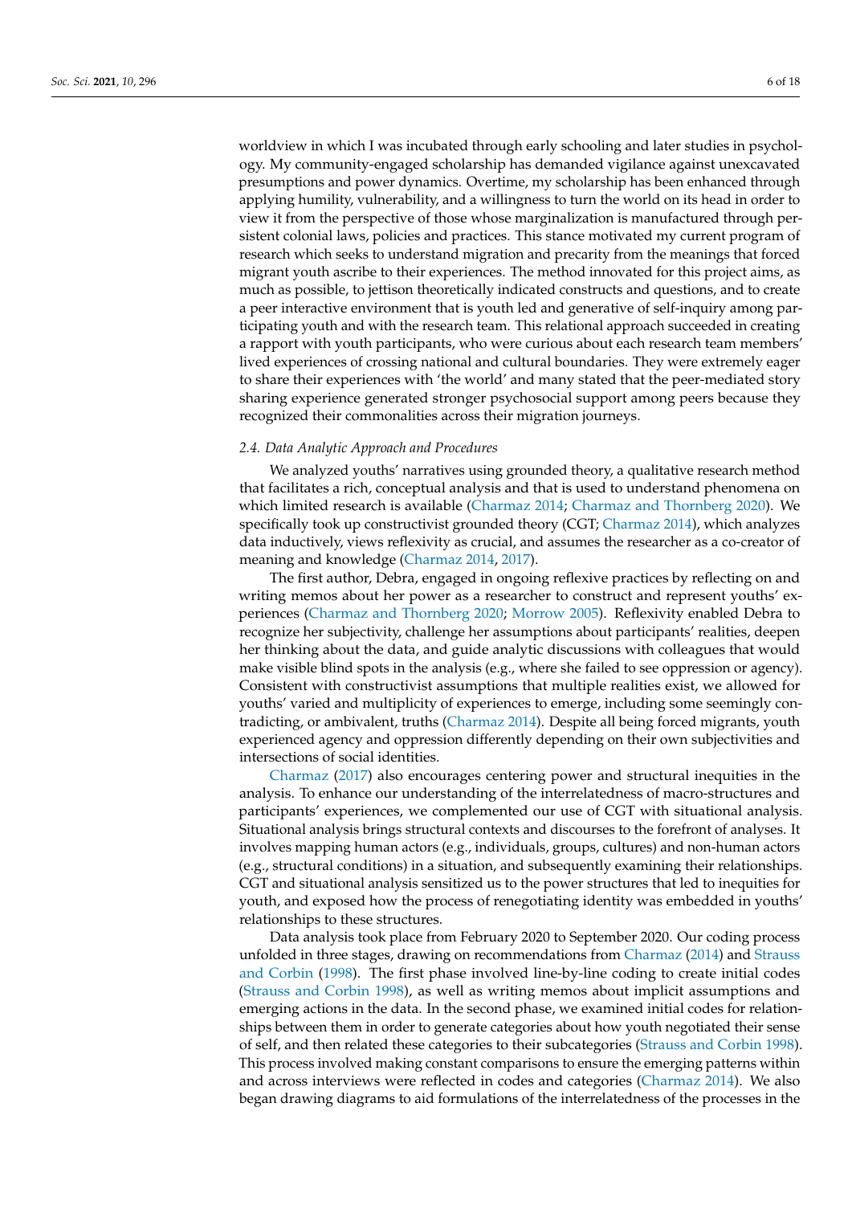worldview in which I was incubated through early schooling and later studies in psychology. My community-engaged scholarship has demanded vigilance against unexcavated presumptions and power dynamics. Overtime, my scholarship has been enhanced through applying humility, vulnerability, and a willingness to turn the world on its head in order to view it from the perspective of those whose marginalization is manufactured through persistent colonial laws, policies and practices. This stance motivated my current program of research which seeks to understand migration and precarity from the meanings that forced migrant youth ascribe to their experiences. The method innovated for this project aims, as much as possible, to jettison theoretically indicated constructs and questions, and to create a peer interactive environment that is youth led and generative of self-inquiry among participating youth and with the research team. This relational approach succeeded in creating a rapport with youth participants, who were curious about each research team members' lived experiences of crossing national and cultural boundaries. They were extremely eager to share their experiences with 'the world' and many stated that the peer-mediated story sharing experience generated stronger psychosocial support among peers because they recognized their commonalities across their migration journeys.

### *2.4. Data Analytic Approach and Procedures*

We analyzed youths' narratives using grounded theory, a qualitative research method that facilitates a rich, conceptual analysis and that is used to understand phenomena on which limited research is available (Charmaz 2014; Charmaz and Thornberg 2020). We specifically took up constructivist grounded theory (CGT; Charmaz 2014), which analyzes data inductively, views reflexivity as crucial, and assumes the researcher as a co-creator of meaning and knowledge (Charmaz 2014, 2017).

The first author, Debra, engaged in ongoing reflexive practices by reflecting on and writing memos about her power as a researcher to construct and represent youths' experiences (Charmaz and Thornberg 2020; Morrow 2005). Reflexivity enabled Debra to recognize her subjectivity, challenge her assumptions about participants' realities, deepen her thinking about the data, and guide analytic discussions with colleagues that would make visible blind spots in the analysis (e.g., where she failed to see oppression or agency). Consistent with constructivist assumptions that multiple realities exist, we allowed for youths' varied and multiplicity of experiences to emerge, including some seemingly contradicting, or ambivalent, truths (Charmaz 2014). Despite all being forced migrants, youth experienced agency and oppression differently depending on their own subjectivities and intersections of social identities.

Charmaz (2017) also encourages centering power and structural inequities in the analysis. To enhance our understanding of the interrelatedness of macro-structures and participants' experiences, we complemented our use of CGT with situational analysis. Situational analysis brings structural contexts and discourses to the forefront of analyses. It involves mapping human actors (e.g., individuals, groups, cultures) and non-human actors (e.g., structural conditions) in a situation, and subsequently examining their relationships. CGT and situational analysis sensitized us to the power structures that led to inequities for youth, and exposed how the process of renegotiating identity was embedded in youths' relationships to these structures.

Data analysis took place from February 2020 to September 2020. Our coding process unfolded in three stages, drawing on recommendations from Charmaz (2014) and Strauss and Corbin (1998). The first phase involved line-by-line coding to create initial codes (Strauss and Corbin 1998), as well as writing memos about implicit assumptions and emerging actions in the data. In the second phase, we examined initial codes for relationships between them in order to generate categories about how youth negotiated their sense of self, and then related these categories to their subcategories (Strauss and Corbin 1998). This process involved making constant comparisons to ensure the emerging patterns within and across interviews were reflected in codes and categories (Charmaz 2014). We also began drawing diagrams to aid formulations of the interrelatedness of the processes in the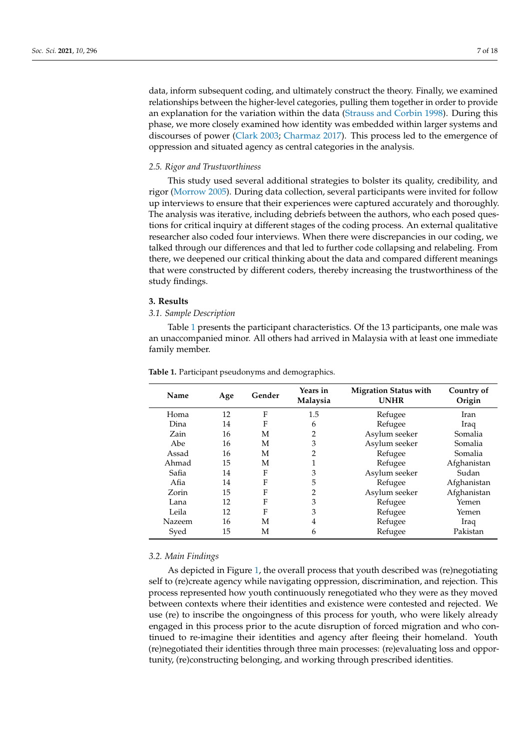data, inform subsequent coding, and ultimately construct the theory. Finally, we examined relationships between the higher-level categories, pulling them together in order to provide an explanation for the variation within the data (Strauss and Corbin 1998). During this phase, we more closely examined how identity was embedded within larger systems and discourses of power (Clark 2003; Charmaz 2017). This process led to the emergence of oppression and situated agency as central categories in the analysis.

### 2.5. Rigor and Trustworthiness

This study used several additional strategies to bolster its quality, credibility, and rigor (Morrow 2005). During data collection, several participants were invited for follow up interviews to ensure that their experiences were captured accurately and thoroughly. The analysis was iterative, including debriefs between the authors, who each posed questions for critical inquiry at different stages of the coding process. An external qualitative researcher also coded four interviews. When there were discrepancies in our coding, we talked through our differences and that led to further code collapsing and relabeling. From there, we deepened our critical thinking about the data and compared different meanings that were constructed by different coders, thereby increasing the trustworthiness of the study findings.

## 3. Results

### 3.1. Sample Description

Table 1 presents the participant characteristics. Of the 13 participants, one male was an unaccompanied minor. All others had arrived in Malaysia with at least one immediate family member.

**Table 1.** Participant pseudonyms and demographics.

| Name | Age | Gender | Years in Malaysia | Migration Status with UNHR | Country of Origin |
|---|---|---|---|---|---|
| Homa | 12 | F | 1.5 | Refugee | Iran |
| Dina | 14 | F | 6 | Refugee | Iraq |
| Zain | 16 | M | 2 | Asylum seeker | Somalia |
| Abe | 16 | M | 3 | Asylum seeker | Somalia |
| Assad | 16 | M | 2 | Refugee | Somalia |
| Ahmad | 15 | M | 1 | Refugee | Afghanistan |
| Safia | 14 | F | 3 | Asylum seeker | Sudan |
| Afia | 14 | F | 5 | Refugee | Afghanistan |
| Zorin | 15 | F | 2 | Asylum seeker | Afghanistan |
| Lana | 12 | F | 3 | Refugee | Yemen |
| Leila | 12 | F | 3 | Refugee | Yemen |
| Nazeem | 16 | M | 4 | Refugee | Iraq |
| Syed | 15 | M | 6 | Refugee | Pakistan |

### 3.2. Main Findings

As depicted in Figure 1, the overall process that youth described was (re)negotiating self to (re)create agency while navigating oppression, discrimination, and rejection. This process represented how youth continuously renegotiated who they were as they moved between contexts where their identities and existence were contested and rejected. We use (re) to inscribe the ongoingness of this process for youth, who were likely already engaged in this process prior to the acute disruption of forced migration and who continued to re-imagine their identities and agency after fleeing their homeland. Youth (re)negotiated their identities through three main processes: (re)evaluating loss and opportunity, (re)constructing belonging, and working through prescribed identities.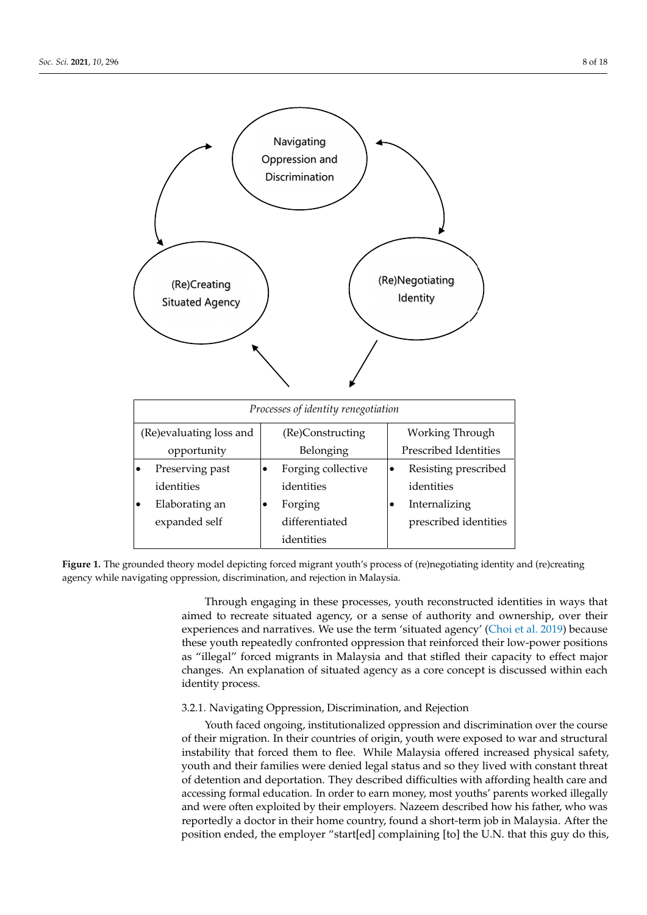Navigating Oppression and Discrimination

(Re)Creating Situated Agency

(Re)Negotiating Identity

| *Processes of identity renegotiation* | | |
|---|---|---|
| (Re)evaluating loss and opportunity | (Re)Constructing Belonging | Working Through Prescribed Identities |
| • Preserving past identities<br>• Elaborating an expanded self | • Forging collective identities<br>• Forging differentiated identities | • Resisting prescribed identities<br>• Internalizing prescribed identities |

**Figure 1.** The grounded theory model depicting forced migrant youth's process of (re)negotiating identity and (re)creating agency while navigating oppression, discrimination, and rejection in Malaysia.

Through engaging in these processes, youth reconstructed identities in ways that aimed to recreate situated agency, or a sense of authority and ownership, over their experiences and narratives. We use the term 'situated agency' (Choi et al. 2019) because these youth repeatedly confronted oppression that reinforced their low-power positions as "illegal" forced migrants in Malaysia and that stifled their capacity to effect major changes. An explanation of situated agency as a core concept is discussed within each identity process.

#### 3.2.1. Navigating Oppression, Discrimination, and Rejection

Youth faced ongoing, institutionalized oppression and discrimination over the course of their migration. In their countries of origin, youth were exposed to war and structural instability that forced them to flee. While Malaysia offered increased physical safety, youth and their families were denied legal status and so they lived with constant threat of detention and deportation. They described difficulties with affording health care and accessing formal education. In order to earn money, most youths' parents worked illegally and were often exploited by their employers. Nazeem described how his father, who was reportedly a doctor in their home country, found a short-term job in Malaysia. After the position ended, the employer "start[ed] complaining [to] the U.N. that this guy do this,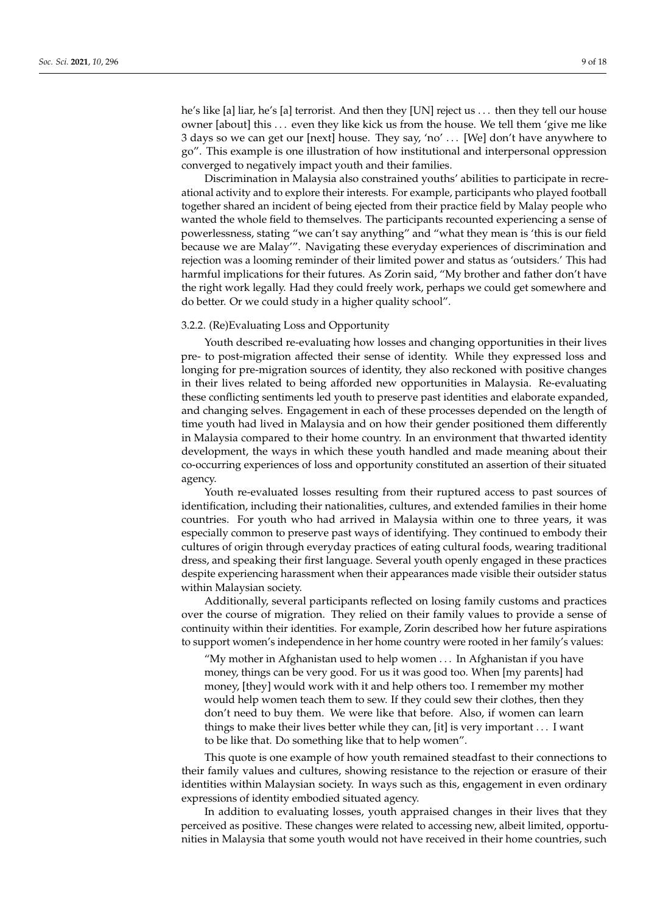he's like [a] liar, he's [a] terrorist. And then they [UN] reject us ... then they tell our house owner [about] this ... even they like kick us from the house. We tell them 'give me like 3 days so we can get our [next] house. They say, 'no' ... [We] don't have anywhere to go". This example is one illustration of how institutional and interpersonal oppression converged to negatively impact youth and their families.

Discrimination in Malaysia also constrained youths' abilities to participate in recreational activity and to explore their interests. For example, participants who played football together shared an incident of being ejected from their practice field by Malay people who wanted the whole field to themselves. The participants recounted experiencing a sense of powerlessness, stating "we can't say anything" and "what they mean is 'this is our field because we are Malay'". Navigating these everyday experiences of discrimination and rejection was a looming reminder of their limited power and status as 'outsiders.' This had harmful implications for their futures. As Zorin said, "My brother and father don't have the right work legally. Had they could freely work, perhaps we could get somewhere and do better. Or we could study in a higher quality school".

#### 3.2.2. (Re)Evaluating Loss and Opportunity

Youth described re-evaluating how losses and changing opportunities in their lives pre- to post-migration affected their sense of identity. While they expressed loss and longing for pre-migration sources of identity, they also reckoned with positive changes in their lives related to being afforded new opportunities in Malaysia. Re-evaluating these conflicting sentiments led youth to preserve past identities and elaborate expanded, and changing selves. Engagement in each of these processes depended on the length of time youth had lived in Malaysia and on how their gender positioned them differently in Malaysia compared to their home country. In an environment that thwarted identity development, the ways in which these youth handled and made meaning about their co-occurring experiences of loss and opportunity constituted an assertion of their situated agency.

Youth re-evaluated losses resulting from their ruptured access to past sources of identification, including their nationalities, cultures, and extended families in their home countries. For youth who had arrived in Malaysia within one to three years, it was especially common to preserve past ways of identifying. They continued to embody their cultures of origin through everyday practices of eating cultural foods, wearing traditional dress, and speaking their first language. Several youth openly engaged in these practices despite experiencing harassment when their appearances made visible their outsider status within Malaysian society.

Additionally, several participants reflected on losing family customs and practices over the course of migration. They relied on their family values to provide a sense of continuity within their identities. For example, Zorin described how her future aspirations to support women's independence in her home country were rooted in her family's values:

> "My mother in Afghanistan used to help women ... In Afghanistan if you have money, things can be very good. For us it was good too. When [my parents] had money, [they] would work with it and help others too. I remember my mother would help women teach them to sew. If they could sew their clothes, then they don't need to buy them. We were like that before. Also, if women can learn things to make their lives better while they can, [it] is very important ... I want to be like that. Do something like that to help women".

This quote is one example of how youth remained steadfast to their connections to their family values and cultures, showing resistance to the rejection or erasure of their identities within Malaysian society. In ways such as this, engagement in even ordinary expressions of identity embodied situated agency.

In addition to evaluating losses, youth appraised changes in their lives that they perceived as positive. These changes were related to accessing new, albeit limited, opportunities in Malaysia that some youth would not have received in their home countries, such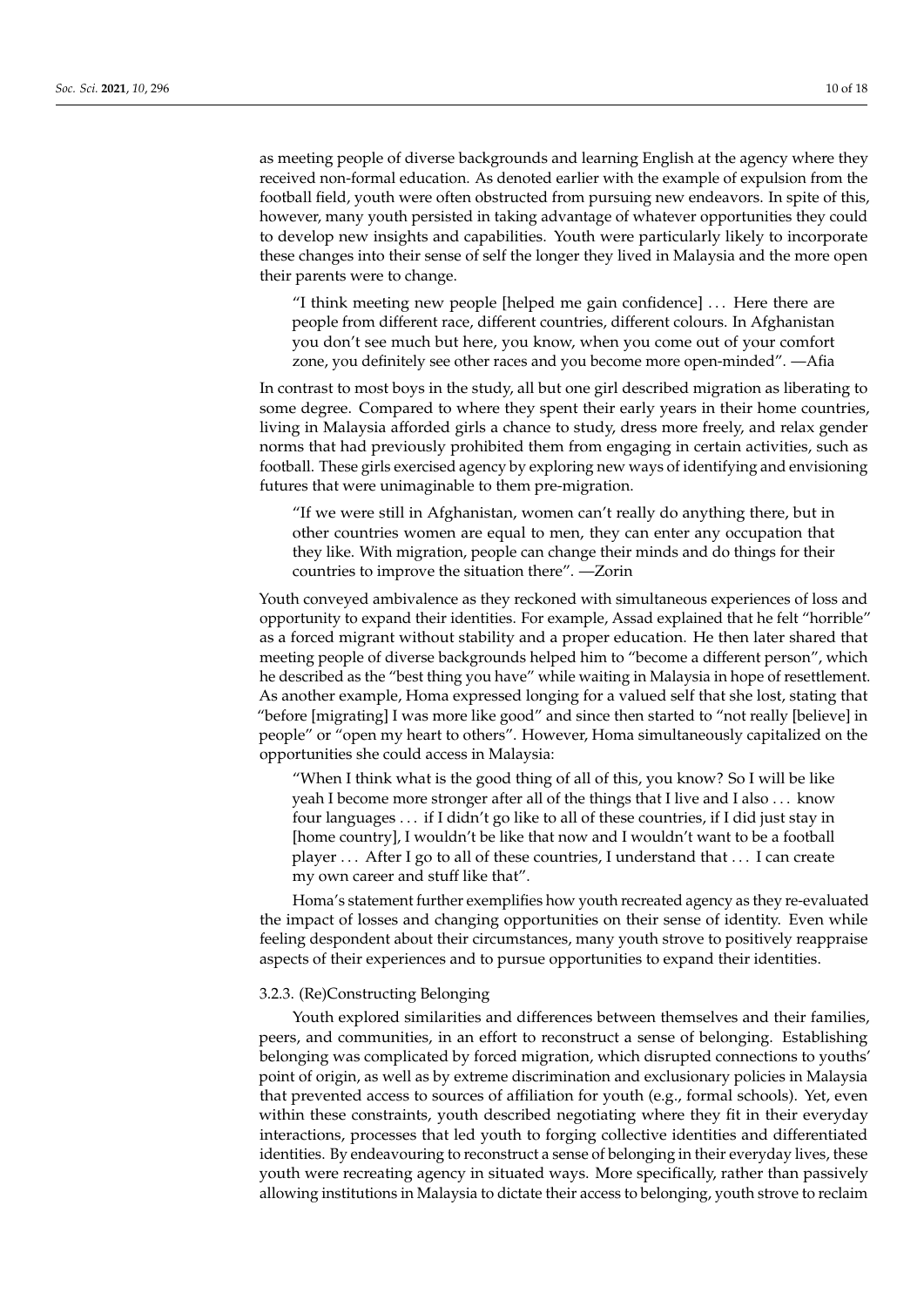as meeting people of diverse backgrounds and learning English at the agency where they received non-formal education. As denoted earlier with the example of expulsion from the football field, youth were often obstructed from pursuing new endeavors. In spite of this, however, many youth persisted in taking advantage of whatever opportunities they could to develop new insights and capabilities. Youth were particularly likely to incorporate these changes into their sense of self the longer they lived in Malaysia and the more open their parents were to change.

> "I think meeting new people [helped me gain confidence] ... Here there are people from different race, different countries, different colours. In Afghanistan you don't see much but here, you know, when you come out of your comfort zone, you definitely see other races and you become more open-minded". —Afia

In contrast to most boys in the study, all but one girl described migration as liberating to some degree. Compared to where they spent their early years in their home countries, living in Malaysia afforded girls a chance to study, dress more freely, and relax gender norms that had previously prohibited them from engaging in certain activities, such as football. These girls exercised agency by exploring new ways of identifying and envisioning futures that were unimaginable to them pre-migration.

> "If we were still in Afghanistan, women can't really do anything there, but in other countries women are equal to men, they can enter any occupation that they like. With migration, people can change their minds and do things for their countries to improve the situation there". —Zorin

Youth conveyed ambivalence as they reckoned with simultaneous experiences of loss and opportunity to expand their identities. For example, Assad explained that he felt "horrible" as a forced migrant without stability and a proper education. He then later shared that meeting people of diverse backgrounds helped him to "become a different person", which he described as the "best thing you have" while waiting in Malaysia in hope of resettlement. As another example, Homa expressed longing for a valued self that she lost, stating that "before [migrating] I was more like good" and since then started to "not really [believe] in people" or "open my heart to others". However, Homa simultaneously capitalized on the opportunities she could access in Malaysia:

> "When I think what is the good thing of all of this, you know? So I will be like yeah I become more stronger after all of the things that I live and I also ... know four languages ... if I didn't go like to all of these countries, if I did just stay in [home country], I wouldn't be like that now and I wouldn't want to be a football player ... After I go to all of these countries, I understand that ... I can create my own career and stuff like that".

Homa's statement further exemplifies how youth recreated agency as they re-evaluated the impact of losses and changing opportunities on their sense of identity. Even while feeling despondent about their circumstances, many youth strove to positively reappraise aspects of their experiences and to pursue opportunities to expand their identities.

### 3.2.3. (Re)Constructing Belonging

Youth explored similarities and differences between themselves and their families, peers, and communities, in an effort to reconstruct a sense of belonging. Establishing belonging was complicated by forced migration, which disrupted connections to youths' point of origin, as well as by extreme discrimination and exclusionary policies in Malaysia that prevented access to sources of affiliation for youth (e.g., formal schools). Yet, even within these constraints, youth described negotiating where they fit in their everyday interactions, processes that led youth to forging collective identities and differentiated identities. By endeavouring to reconstruct a sense of belonging in their everyday lives, these youth were recreating agency in situated ways. More specifically, rather than passively allowing institutions in Malaysia to dictate their access to belonging, youth strove to reclaim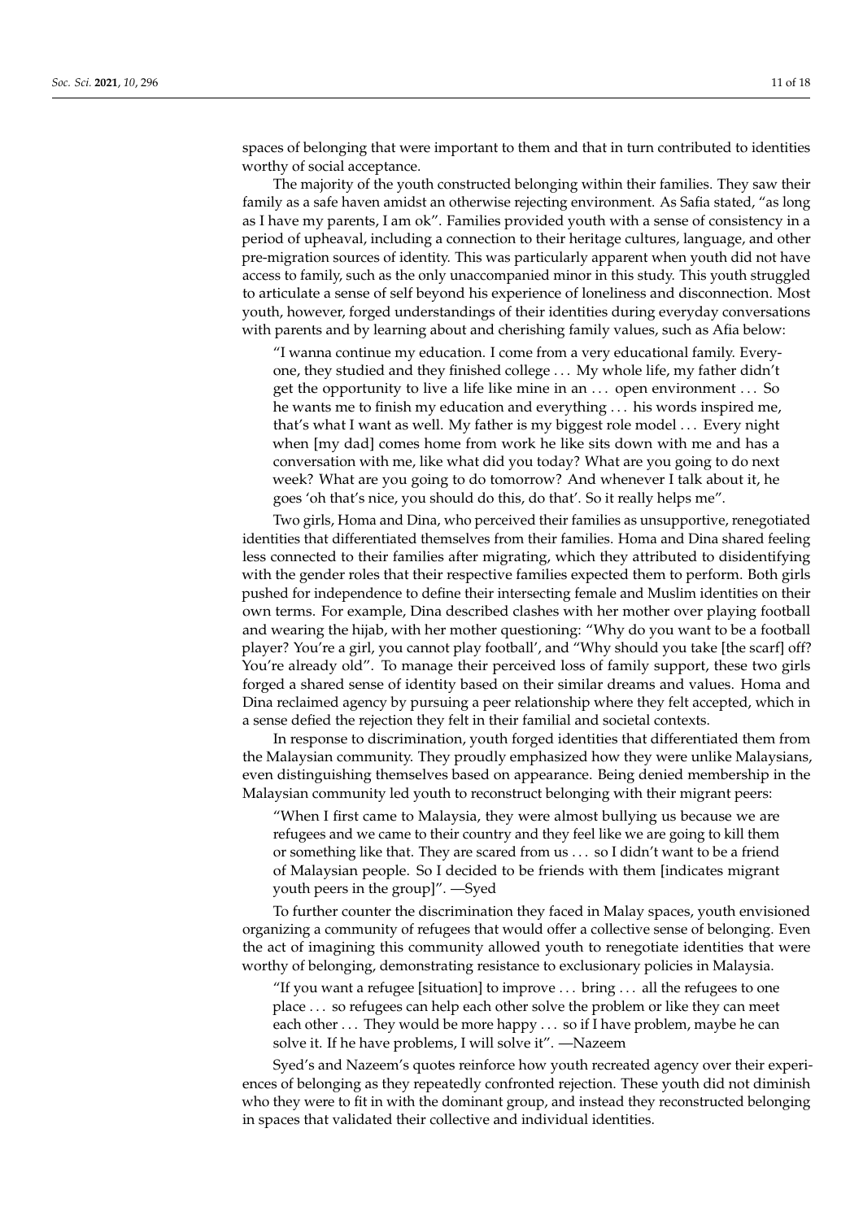spaces of belonging that were important to them and that in turn contributed to identities worthy of social acceptance.

The majority of the youth constructed belonging within their families. They saw their family as a safe haven amidst an otherwise rejecting environment. As Safia stated, "as long as I have my parents, I am ok". Families provided youth with a sense of consistency in a period of upheaval, including a connection to their heritage cultures, language, and other pre-migration sources of identity. This was particularly apparent when youth did not have access to family, such as the only unaccompanied minor in this study. This youth struggled to articulate a sense of self beyond his experience of loneliness and disconnection. Most youth, however, forged understandings of their identities during everyday conversations with parents and by learning about and cherishing family values, such as Afia below:

> "I wanna continue my education. I come from a very educational family. Everyone, they studied and they finished college ... My whole life, my father didn't get the opportunity to live a life like mine in an ... open environment ... So he wants me to finish my education and everything ... his words inspired me, that's what I want as well. My father is my biggest role model ... Every night when [my dad] comes home from work he like sits down with me and has a conversation with me, like what did you today? What are you going to do next week? What are you going to do tomorrow? And whenever I talk about it, he goes 'oh that's nice, you should do this, do that'. So it really helps me".

Two girls, Homa and Dina, who perceived their families as unsupportive, renegotiated identities that differentiated themselves from their families. Homa and Dina shared feeling less connected to their families after migrating, which they attributed to disidentifying with the gender roles that their respective families expected them to perform. Both girls pushed for independence to define their intersecting female and Muslim identities on their own terms. For example, Dina described clashes with her mother over playing football and wearing the hijab, with her mother questioning: "Why do you want to be a football player? You're a girl, you cannot play football', and "Why should you take [the scarf] off? You're already old". To manage their perceived loss of family support, these two girls forged a shared sense of identity based on their similar dreams and values. Homa and Dina reclaimed agency by pursuing a peer relationship where they felt accepted, which in a sense defied the rejection they felt in their familial and societal contexts.

In response to discrimination, youth forged identities that differentiated them from the Malaysian community. They proudly emphasized how they were unlike Malaysians, even distinguishing themselves based on appearance. Being denied membership in the Malaysian community led youth to reconstruct belonging with their migrant peers:

> "When I first came to Malaysia, they were almost bullying us because we are refugees and we came to their country and they feel like we are going to kill them or something like that. They are scared from us ... so I didn't want to be a friend of Malaysian people. So I decided to be friends with them [indicates migrant youth peers in the group]". —Syed

To further counter the discrimination they faced in Malay spaces, youth envisioned organizing a community of refugees that would offer a collective sense of belonging. Even the act of imagining this community allowed youth to renegotiate identities that were worthy of belonging, demonstrating resistance to exclusionary policies in Malaysia.

> "If you want a refugee [situation] to improve ... bring ... all the refugees to one place ... so refugees can help each other solve the problem or like they can meet each other ... They would be more happy ... so if I have problem, maybe he can solve it. If he have problems, I will solve it". —Nazeem

Syed's and Nazeem's quotes reinforce how youth recreated agency over their experiences of belonging as they repeatedly confronted rejection. These youth did not diminish who they were to fit in with the dominant group, and instead they reconstructed belonging in spaces that validated their collective and individual identities.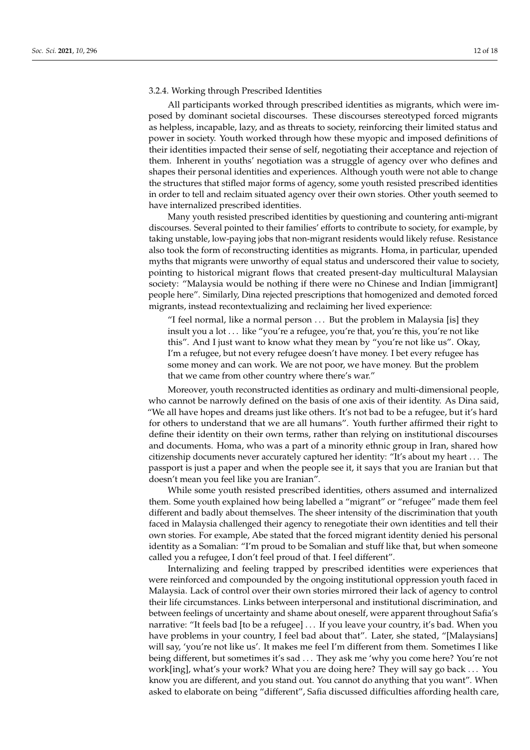#### 3.2.4. Working through Prescribed Identities

All participants worked through prescribed identities as migrants, which were imposed by dominant societal discourses. These discourses stereotyped forced migrants as helpless, incapable, lazy, and as threats to society, reinforcing their limited status and power in society. Youth worked through how these myopic and imposed definitions of their identities impacted their sense of self, negotiating their acceptance and rejection of them. Inherent in youths' negotiation was a struggle of agency over who defines and shapes their personal identities and experiences. Although youth were not able to change the structures that stifled major forms of agency, some youth resisted prescribed identities in order to tell and reclaim situated agency over their own stories. Other youth seemed to have internalized prescribed identities.

Many youth resisted prescribed identities by questioning and countering anti-migrant discourses. Several pointed to their families' efforts to contribute to society, for example, by taking unstable, low-paying jobs that non-migrant residents would likely refuse. Resistance also took the form of reconstructing identities as migrants. Homa, in particular, upended myths that migrants were unworthy of equal status and underscored their value to society, pointing to historical migrant flows that created present-day multicultural Malaysian society: "Malaysia would be nothing if there were no Chinese and Indian [immigrant] people here". Similarly, Dina rejected prescriptions that homogenized and demoted forced migrants, instead recontextualizing and reclaiming her lived experience:

> "I feel normal, like a normal person … But the problem in Malaysia [is] they insult you a lot … like "you're a refugee, you're that, you're this, you're not like this". And I just want to know what they mean by "you're not like us". Okay, I'm a refugee, but not every refugee doesn't have money. I bet every refugee has some money and can work. We are not poor, we have money. But the problem that we came from other country where there's war."

Moreover, youth reconstructed identities as ordinary and multi-dimensional people, who cannot be narrowly defined on the basis of one axis of their identity. As Dina said, "We all have hopes and dreams just like others. It's not bad to be a refugee, but it's hard for others to understand that we are all humans". Youth further affirmed their right to define their identity on their own terms, rather than relying on institutional discourses and documents. Homa, who was a part of a minority ethnic group in Iran, shared how citizenship documents never accurately captured her identity: "It's about my heart … The passport is just a paper and when the people see it, it says that you are Iranian but that doesn't mean you feel like you are Iranian".

While some youth resisted prescribed identities, others assumed and internalized them. Some youth explained how being labelled a "migrant" or "refugee" made them feel different and badly about themselves. The sheer intensity of the discrimination that youth faced in Malaysia challenged their agency to renegotiate their own identities and tell their own stories. For example, Abe stated that the forced migrant identity denied his personal identity as a Somalian: "I'm proud to be Somalian and stuff like that, but when someone called you a refugee, I don't feel proud of that. I feel different".

Internalizing and feeling trapped by prescribed identities were experiences that were reinforced and compounded by the ongoing institutional oppression youth faced in Malaysia. Lack of control over their own stories mirrored their lack of agency to control their life circumstances. Links between interpersonal and institutional discrimination, and between feelings of uncertainty and shame about oneself, were apparent throughout Safia's narrative: "It feels bad [to be a refugee] … If you leave your country, it's bad. When you have problems in your country, I feel bad about that". Later, she stated, "[Malaysians] will say, 'you're not like us'. It makes me feel I'm different from them. Sometimes I like being different, but sometimes it's sad … They ask me 'why you come here? You're not work[ing], what's your work? What you are doing here? They will say go back … You know you are different, and you stand out. You cannot do anything that you want". When asked to elaborate on being "different", Safia discussed difficulties affording health care,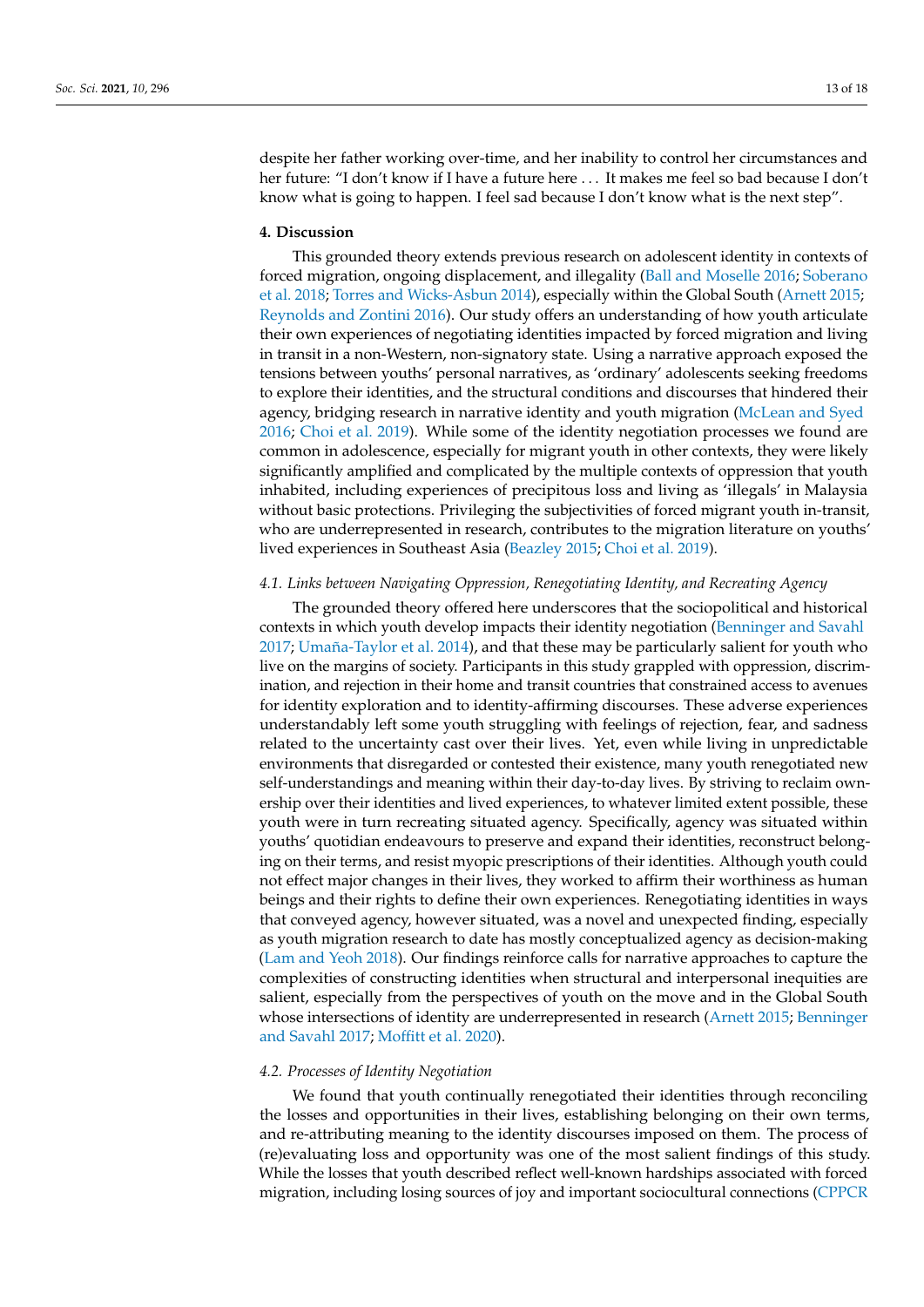despite her father working over-time, and her inability to control her circumstances and her future: "I don't know if I have a future here . . . It makes me feel so bad because I don't know what is going to happen. I feel sad because I don't know what is the next step".

## 4. Discussion

This grounded theory extends previous research on adolescent identity in contexts of forced migration, ongoing displacement, and illegality (Ball and Moselle 2016; Soberano et al. 2018; Torres and Wicks-Asbun 2014), especially within the Global South (Arnett 2015; Reynolds and Zontini 2016). Our study offers an understanding of how youth articulate their own experiences of negotiating identities impacted by forced migration and living in transit in a non-Western, non-signatory state. Using a narrative approach exposed the tensions between youths' personal narratives, as 'ordinary' adolescents seeking freedoms to explore their identities, and the structural conditions and discourses that hindered their agency, bridging research in narrative identity and youth migration (McLean and Syed 2016; Choi et al. 2019). While some of the identity negotiation processes we found are common in adolescence, especially for migrant youth in other contexts, they were likely significantly amplified and complicated by the multiple contexts of oppression that youth inhabited, including experiences of precipitous loss and living as 'illegals' in Malaysia without basic protections. Privileging the subjectivities of forced migrant youth in-transit, who are underrepresented in research, contributes to the migration literature on youths' lived experiences in Southeast Asia (Beazley 2015; Choi et al. 2019).

### *4.1. Links between Navigating Oppression, Renegotiating Identity, and Recreating Agency*

The grounded theory offered here underscores that the sociopolitical and historical contexts in which youth develop impacts their identity negotiation (Benninger and Savahl 2017; Umaña-Taylor et al. 2014), and that these may be particularly salient for youth who live on the margins of society. Participants in this study grappled with oppression, discrimination, and rejection in their home and transit countries that constrained access to avenues for identity exploration and to identity-affirming discourses. These adverse experiences understandably left some youth struggling with feelings of rejection, fear, and sadness related to the uncertainty cast over their lives. Yet, even while living in unpredictable environments that disregarded or contested their existence, many youth renegotiated new self-understandings and meaning within their day-to-day lives. By striving to reclaim ownership over their identities and lived experiences, to whatever limited extent possible, these youth were in turn recreating situated agency. Specifically, agency was situated within youths' quotidian endeavours to preserve and expand their identities, reconstruct belonging on their terms, and resist myopic prescriptions of their identities. Although youth could not effect major changes in their lives, they worked to affirm their worthiness as human beings and their rights to define their own experiences. Renegotiating identities in ways that conveyed agency, however situated, was a novel and unexpected finding, especially as youth migration research to date has mostly conceptualized agency as decision-making (Lam and Yeoh 2018). Our findings reinforce calls for narrative approaches to capture the complexities of constructing identities when structural and interpersonal inequities are salient, especially from the perspectives of youth on the move and in the Global South whose intersections of identity are underrepresented in research (Arnett 2015; Benninger and Savahl 2017; Moffitt et al. 2020).

### *4.2. Processes of Identity Negotiation*

We found that youth continually renegotiated their identities through reconciling the losses and opportunities in their lives, establishing belonging on their own terms, and re-attributing meaning to the identity discourses imposed on them. The process of (re)evaluating loss and opportunity was one of the most salient findings of this study. While the losses that youth described reflect well-known hardships associated with forced migration, including losing sources of joy and important sociocultural connections (CPPCR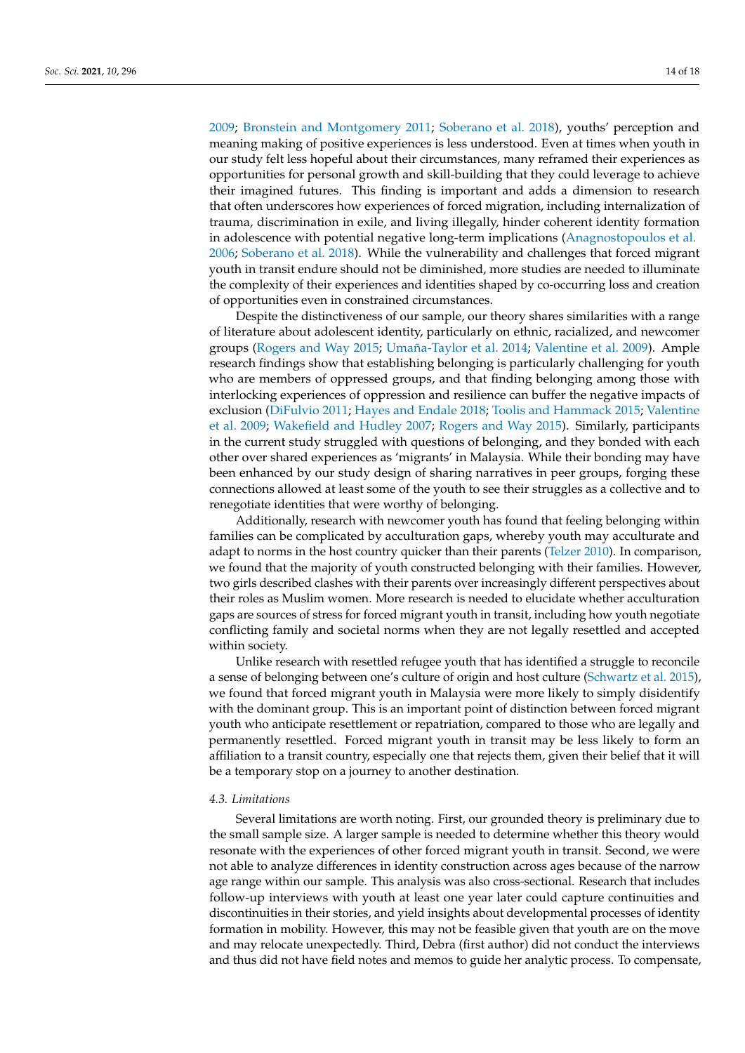2009; Bronstein and Montgomery 2011; Soberano et al. 2018), youths' perception and meaning making of positive experiences is less understood. Even at times when youth in our study felt less hopeful about their circumstances, many reframed their experiences as opportunities for personal growth and skill-building that they could leverage to achieve their imagined futures. This finding is important and adds a dimension to research that often underscores how experiences of forced migration, including internalization of trauma, discrimination in exile, and living illegally, hinder coherent identity formation in adolescence with potential negative long-term implications (Anagnostopoulos et al. 2006; Soberano et al. 2018). While the vulnerability and challenges that forced migrant youth in transit endure should not be diminished, more studies are needed to illuminate the complexity of their experiences and identities shaped by co-occurring loss and creation of opportunities even in constrained circumstances.

Despite the distinctiveness of our sample, our theory shares similarities with a range of literature about adolescent identity, particularly on ethnic, racialized, and newcomer groups (Rogers and Way 2015; Umaña-Taylor et al. 2014; Valentine et al. 2009). Ample research findings show that establishing belonging is particularly challenging for youth who are members of oppressed groups, and that finding belonging among those with interlocking experiences of oppression and resilience can buffer the negative impacts of exclusion (DiFulvio 2011; Hayes and Endale 2018; Toolis and Hammack 2015; Valentine et al. 2009; Wakefield and Hudley 2007; Rogers and Way 2015). Similarly, participants in the current study struggled with questions of belonging, and they bonded with each other over shared experiences as 'migrants' in Malaysia. While their bonding may have been enhanced by our study design of sharing narratives in peer groups, forging these connections allowed at least some of the youth to see their struggles as a collective and to renegotiate identities that were worthy of belonging.

Additionally, research with newcomer youth has found that feeling belonging within families can be complicated by acculturation gaps, whereby youth may acculturate and adapt to norms in the host country quicker than their parents (Telzer 2010). In comparison, we found that the majority of youth constructed belonging with their families. However, two girls described clashes with their parents over increasingly different perspectives about their roles as Muslim women. More research is needed to elucidate whether acculturation gaps are sources of stress for forced migrant youth in transit, including how youth negotiate conflicting family and societal norms when they are not legally resettled and accepted within society.

Unlike research with resettled refugee youth that has identified a struggle to reconcile a sense of belonging between one's culture of origin and host culture (Schwartz et al. 2015), we found that forced migrant youth in Malaysia were more likely to simply disidentify with the dominant group. This is an important point of distinction between forced migrant youth who anticipate resettlement or repatriation, compared to those who are legally and permanently resettled. Forced migrant youth in transit may be less likely to form an affiliation to a transit country, especially one that rejects them, given their belief that it will be a temporary stop on a journey to another destination.

### *4.3. Limitations*

Several limitations are worth noting. First, our grounded theory is preliminary due to the small sample size. A larger sample is needed to determine whether this theory would resonate with the experiences of other forced migrant youth in transit. Second, we were not able to analyze differences in identity construction across ages because of the narrow age range within our sample. This analysis was also cross-sectional. Research that includes follow-up interviews with youth at least one year later could capture continuities and discontinuities in their stories, and yield insights about developmental processes of identity formation in mobility. However, this may not be feasible given that youth are on the move and may relocate unexpectedly. Third, Debra (first author) did not conduct the interviews and thus did not have field notes and memos to guide her analytic process. To compensate,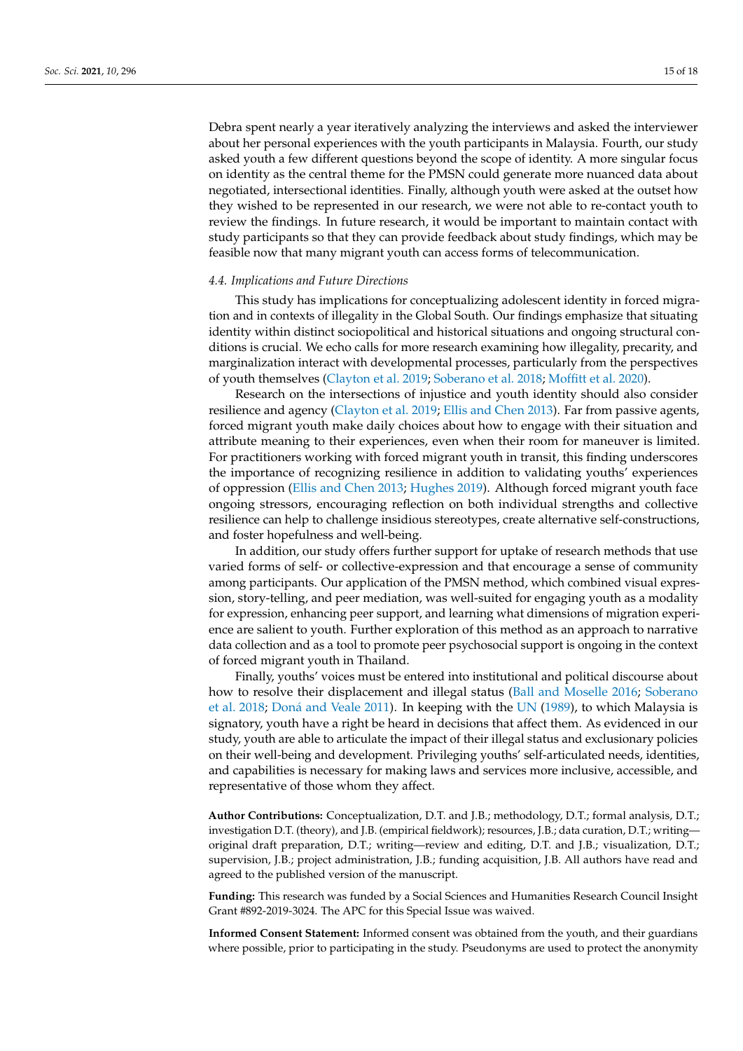Debra spent nearly a year iteratively analyzing the interviews and asked the interviewer about her personal experiences with the youth participants in Malaysia. Fourth, our study asked youth a few different questions beyond the scope of identity. A more singular focus on identity as the central theme for the PMSN could generate more nuanced data about negotiated, intersectional identities. Finally, although youth were asked at the outset how they wished to be represented in our research, we were not able to re-contact youth to review the findings. In future research, it would be important to maintain contact with study participants so that they can provide feedback about study findings, which may be feasible now that many migrant youth can access forms of telecommunication.

### *4.4. Implications and Future Directions*

This study has implications for conceptualizing adolescent identity in forced migration and in contexts of illegality in the Global South. Our findings emphasize that situating identity within distinct sociopolitical and historical situations and ongoing structural conditions is crucial. We echo calls for more research examining how illegality, precarity, and marginalization interact with developmental processes, particularly from the perspectives of youth themselves (Clayton et al. 2019; Soberano et al. 2018; Moffitt et al. 2020).

Research on the intersections of injustice and youth identity should also consider resilience and agency (Clayton et al. 2019; Ellis and Chen 2013). Far from passive agents, forced migrant youth make daily choices about how to engage with their situation and attribute meaning to their experiences, even when their room for maneuver is limited. For practitioners working with forced migrant youth in transit, this finding underscores the importance of recognizing resilience in addition to validating youths' experiences of oppression (Ellis and Chen 2013; Hughes 2019). Although forced migrant youth face ongoing stressors, encouraging reflection on both individual strengths and collective resilience can help to challenge insidious stereotypes, create alternative self-constructions, and foster hopefulness and well-being.

In addition, our study offers further support for uptake of research methods that use varied forms of self- or collective-expression and that encourage a sense of community among participants. Our application of the PMSN method, which combined visual expression, story-telling, and peer mediation, was well-suited for engaging youth as a modality for expression, enhancing peer support, and learning what dimensions of migration experience are salient to youth. Further exploration of this method as an approach to narrative data collection and as a tool to promote peer psychosocial support is ongoing in the context of forced migrant youth in Thailand.

Finally, youths' voices must be entered into institutional and political discourse about how to resolve their displacement and illegal status (Ball and Moselle 2016; Soberano et al. 2018; Doná and Veale 2011). In keeping with the UN (1989), to which Malaysia is signatory, youth have a right be heard in decisions that affect them. As evidenced in our study, youth are able to articulate the impact of their illegal status and exclusionary policies on their well-being and development. Privileging youths' self-articulated needs, identities, and capabilities is necessary for making laws and services more inclusive, accessible, and representative of those whom they affect.

**Author Contributions:** Conceptualization, D.T. and J.B.; methodology, D.T.; formal analysis, D.T.; investigation D.T. (theory), and J.B. (empirical fieldwork); resources, J.B.; data curation, D.T.; writing—original draft preparation, D.T.; writing—review and editing, D.T. and J.B.; visualization, D.T.; supervision, J.B.; project administration, J.B.; funding acquisition, J.B. All authors have read and agreed to the published version of the manuscript.

**Funding:** This research was funded by a Social Sciences and Humanities Research Council Insight Grant #892-2019-3024. The APC for this Special Issue was waived.

**Informed Consent Statement:** Informed consent was obtained from the youth, and their guardians where possible, prior to participating in the study. Pseudonyms are used to protect the anonymity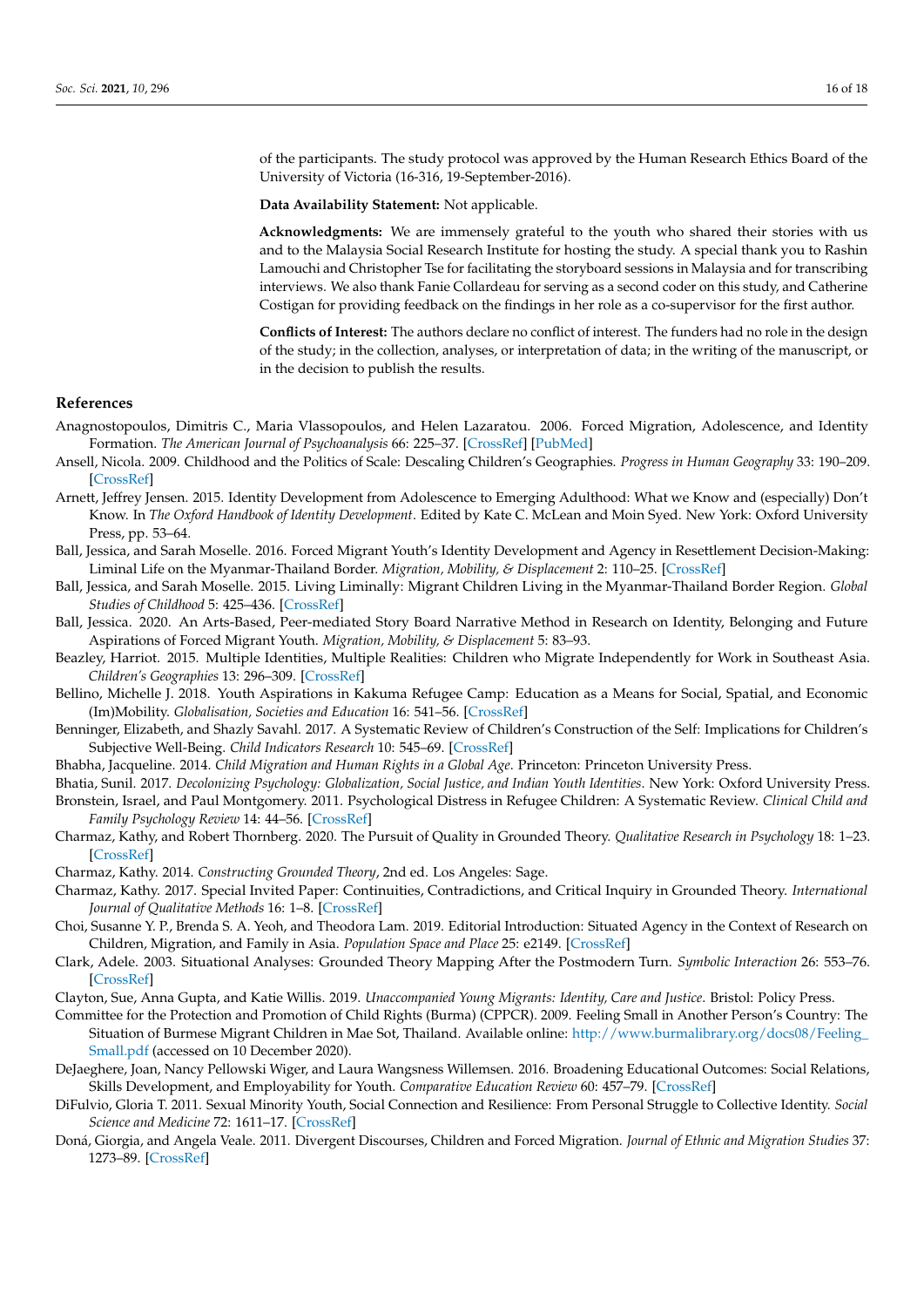of the participants. The study protocol was approved by the Human Research Ethics Board of the University of Victoria (16-316, 19-September-2016).

**Data Availability Statement:** Not applicable.

**Acknowledgments:** We are immensely grateful to the youth who shared their stories with us and to the Malaysia Social Research Institute for hosting the study. A special thank you to Rashin Lamouchi and Christopher Tse for facilitating the storyboard sessions in Malaysia and for transcribing interviews. We also thank Fanie Collardeau for serving as a second coder on this study, and Catherine Costigan for providing feedback on the findings in her role as a co-supervisor for the first author.

**Conflicts of Interest:** The authors declare no conflict of interest. The funders had no role in the design of the study; in the collection, analyses, or interpretation of data; in the writing of the manuscript, or in the decision to publish the results.

## References

Anagnostopoulos, Dimitris C., Maria Vlassopoulos, and Helen Lazaratou. 2006. Forced Migration, Adolescence, and Identity Formation. *The American Journal of Psychoanalysis* 66: 225–37. [CrossRef] [PubMed]

Ansell, Nicola. 2009. Childhood and the Politics of Scale: Descaling Children's Geographies. *Progress in Human Geography* 33: 190–209. [CrossRef]

Arnett, Jeffrey Jensen. 2015. Identity Development from Adolescence to Emerging Adulthood: What we Know and (especially) Don't Know. In *The Oxford Handbook of Identity Development*. Edited by Kate C. McLean and Moin Syed. New York: Oxford University Press, pp. 53–64.

Ball, Jessica, and Sarah Moselle. 2016. Forced Migrant Youth's Identity Development and Agency in Resettlement Decision-Making: Liminal Life on the Myanmar-Thailand Border. *Migration, Mobility, & Displacement* 2: 110–25. [CrossRef]

Ball, Jessica, and Sarah Moselle. 2015. Living Liminally: Migrant Children Living in the Myanmar-Thailand Border Region. *Global Studies of Childhood* 5: 425–436. [CrossRef]

Ball, Jessica. 2020. An Arts-Based, Peer-mediated Story Board Narrative Method in Research on Identity, Belonging and Future Aspirations of Forced Migrant Youth. *Migration, Mobility, & Displacement* 5: 83–93.

Beazley, Harriot. 2015. Multiple Identities, Multiple Realities: Children who Migrate Independently for Work in Southeast Asia. *Children's Geographies* 13: 296–309. [CrossRef]

Bellino, Michelle J. 2018. Youth Aspirations in Kakuma Refugee Camp: Education as a Means for Social, Spatial, and Economic (Im)Mobility. *Globalisation, Societies and Education* 16: 541–56. [CrossRef]

Benninger, Elizabeth, and Shazly Savahl. 2017. A Systematic Review of Children's Construction of the Self: Implications for Children's Subjective Well-Being. *Child Indicators Research* 10: 545–69. [CrossRef]

Bhabha, Jacqueline. 2014. *Child Migration and Human Rights in a Global Age*. Princeton: Princeton University Press.

Bhatia, Sunil. 2017. *Decolonizing Psychology: Globalization, Social Justice, and Indian Youth Identities*. New York: Oxford University Press.

Bronstein, Israel, and Paul Montgomery. 2011. Psychological Distress in Refugee Children: A Systematic Review. *Clinical Child and Family Psychology Review* 14: 44–56. [CrossRef]

Charmaz, Kathy, and Robert Thornberg. 2020. The Pursuit of Quality in Grounded Theory. *Qualitative Research in Psychology* 18: 1–23. [CrossRef]

Charmaz, Kathy. 2014. *Constructing Grounded Theory*, 2nd ed. Los Angeles: Sage.

Charmaz, Kathy. 2017. Special Invited Paper: Continuities, Contradictions, and Critical Inquiry in Grounded Theory. *International Journal of Qualitative Methods* 16: 1–8. [CrossRef]

Choi, Susanne Y. P., Brenda S. A. Yeoh, and Theodora Lam. 2019. Editorial Introduction: Situated Agency in the Context of Research on Children, Migration, and Family in Asia. *Population Space and Place* 25: e2149. [CrossRef]

Clark, Adele. 2003. Situational Analyses: Grounded Theory Mapping After the Postmodern Turn. *Symbolic Interaction* 26: 553–76. [CrossRef]

Clayton, Sue, Anna Gupta, and Katie Willis. 2019. *Unaccompanied Young Migrants: Identity, Care and Justice*. Bristol: Policy Press.

Committee for the Protection and Promotion of Child Rights (Burma) (CPPCR). 2009. Feeling Small in Another Person's Country: The Situation of Burmese Migrant Children in Mae Sot, Thailand. Available online: http://www.burmalibrary.org/docs08/Feeling_Small.pdf (accessed on 10 December 2020).

DeJaeghere, Joan, Nancy Pellowski Wiger, and Laura Wangsness Willemsen. 2016. Broadening Educational Outcomes: Social Relations, Skills Development, and Employability for Youth. *Comparative Education Review* 60: 457–79. [CrossRef]

DiFulvio, Gloria T. 2011. Sexual Minority Youth, Social Connection and Resilience: From Personal Struggle to Collective Identity. *Social Science and Medicine* 72: 1611–17. [CrossRef]

Doná, Giorgia, and Angela Veale. 2011. Divergent Discourses, Children and Forced Migration. *Journal of Ethnic and Migration Studies* 37: 1273–89. [CrossRef]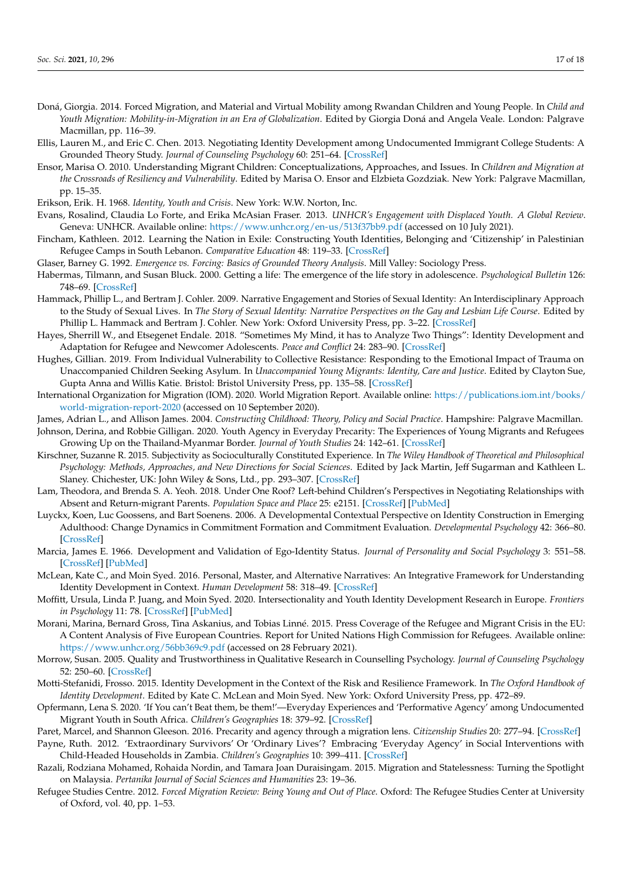Doná, Giorgia. 2014. Forced Migration, and Material and Virtual Mobility among Rwandan Children and Young People. In *Child and Youth Migration: Mobility-in-Migration in an Era of Globalization*. Edited by Giorgia Doná and Angela Veale. London: Palgrave Macmillan, pp. 116–39.

Ellis, Lauren M., and Eric C. Chen. 2013. Negotiating Identity Development among Undocumented Immigrant College Students: A Grounded Theory Study. *Journal of Counseling Psychology* 60: 251–64. [CrossRef]

Ensor, Marisa O. 2010. Understanding Migrant Children: Conceptualizations, Approaches, and Issues. In *Children and Migration at the Crossroads of Resiliency and Vulnerability*. Edited by Marisa O. Ensor and Elzbieta Gozdziak. New York: Palgrave Macmillan, pp. 15–35.

Erikson, Erik. H. 1968. *Identity, Youth and Crisis*. New York: W.W. Norton, Inc.

Evans, Rosalind, Claudia Lo Forte, and Erika McAsian Fraser. 2013. *UNHCR's Engagement with Displaced Youth. A Global Review*. Geneva: UNHCR. Available online: https://www.unhcr.org/en-us/513f37bb9.pdf (accessed on 10 July 2021).

Fincham, Kathleen. 2012. Learning the Nation in Exile: Constructing Youth Identities, Belonging and 'Citizenship' in Palestinian Refugee Camps in South Lebanon. *Comparative Education* 48: 119–33. [CrossRef]

Glaser, Barney G. 1992. *Emergence vs. Forcing: Basics of Grounded Theory Analysis*. Mill Valley: Sociology Press.

Habermas, Tilmann, and Susan Bluck. 2000. Getting a life: The emergence of the life story in adolescence. *Psychological Bulletin* 126: 748–69. [CrossRef]

Hammack, Phillip L., and Bertram J. Cohler. 2009. Narrative Engagement and Stories of Sexual Identity: An Interdisciplinary Approach to the Study of Sexual Lives. In *The Story of Sexual Identity: Narrative Perspectives on the Gay and Lesbian Life Course*. Edited by Phillip L. Hammack and Bertram J. Cohler. New York: Oxford University Press, pp. 3–22. [CrossRef]

Hayes, Sherrill W., and Etsegenet Endale. 2018. "Sometimes My Mind, it has to Analyze Two Things": Identity Development and Adaptation for Refugee and Newcomer Adolescents. *Peace and Conflict* 24: 283–90. [CrossRef]

Hughes, Gillian. 2019. From Individual Vulnerability to Collective Resistance: Responding to the Emotional Impact of Trauma on Unaccompanied Children Seeking Asylum. In *Unaccompanied Young Migrants: Identity, Care and Justice*. Edited by Clayton Sue, Gupta Anna and Willis Katie. Bristol: Bristol University Press, pp. 135–58. [CrossRef]

International Organization for Migration (IOM). 2020. World Migration Report. Available online: https://publications.iom.int/books/world-migration-report-2020 (accessed on 10 September 2020).

James, Adrian L., and Allison James. 2004. *Constructing Childhood: Theory, Policy and Social Practice*. Hampshire: Palgrave Macmillan.

Johnson, Derina, and Robbie Gilligan. 2020. Youth Agency in Everyday Precarity: The Experiences of Young Migrants and Refugees Growing Up on the Thailand-Myanmar Border. *Journal of Youth Studies* 24: 142–61. [CrossRef]

Kirschner, Suzanne R. 2015. Subjectivity as Socioculturally Constituted Experience. In *The Wiley Handbook of Theoretical and Philosophical Psychology: Methods, Approaches, and New Directions for Social Sciences*. Edited by Jack Martin, Jeff Sugarman and Kathleen L. Slaney. Chichester, UK: John Wiley & Sons, Ltd., pp. 293–307. [CrossRef]

Lam, Theodora, and Brenda S. A. Yeoh. 2018. Under One Roof? Left-behind Children's Perspectives in Negotiating Relationships with Absent and Return-migrant Parents. *Population Space and Place* 25: e2151. [CrossRef] [PubMed]

Luyckx, Koen, Luc Goossens, and Bart Soenens. 2006. A Developmental Contextual Perspective on Identity Construction in Emerging Adulthood: Change Dynamics in Commitment Formation and Commitment Evaluation. *Developmental Psychology* 42: 366–80. [CrossRef]

Marcia, James E. 1966. Development and Validation of Ego-Identity Status. *Journal of Personality and Social Psychology* 3: 551–58. [CrossRef] [PubMed]

McLean, Kate C., and Moin Syed. 2016. Personal, Master, and Alternative Narratives: An Integrative Framework for Understanding Identity Development in Context. *Human Development* 58: 318–49. [CrossRef]

Moffitt, Ursula, Linda P. Juang, and Moin Syed. 2020. Intersectionality and Youth Identity Development Research in Europe. *Frontiers in Psychology* 11: 78. [CrossRef] [PubMed]

Morani, Marina, Bernard Gross, Tina Askanius, and Tobias Linné. 2015. Press Coverage of the Refugee and Migrant Crisis in the EU: A Content Analysis of Five European Countries. Report for United Nations High Commission for Refugees. Available online: https://www.unhcr.org/56bb369c9.pdf (accessed on 28 February 2021).

Morrow, Susan. 2005. Quality and Trustworthiness in Qualitative Research in Counselling Psychology. *Journal of Counseling Psychology* 52: 250–60. [CrossRef]

Motti-Stefanidi, Frosso. 2015. Identity Development in the Context of the Risk and Resilience Framework. In *The Oxford Handbook of Identity Development*. Edited by Kate C. McLean and Moin Syed. New York: Oxford University Press, pp. 472–89.

Opfermann, Lena S. 2020. 'If You can't Beat them, be them!'—Everyday Experiences and 'Performative Agency' among Undocumented Migrant Youth in South Africa. *Children's Geographies* 18: 379–92. [CrossRef]

Paret, Marcel, and Shannon Gleeson. 2016. Precarity and agency through a migration lens. *Citizenship Studies* 20: 277–94. [CrossRef]

Payne, Ruth. 2012. 'Extraordinary Survivors' Or 'Ordinary Lives'? Embracing 'Everyday Agency' in Social Interventions with Child-Headed Households in Zambia. *Children's Geographies* 10: 399–411. [CrossRef]

Razali, Rodziana Mohamed, Rohaida Nordin, and Tamara Joan Duraisingam. 2015. Migration and Statelessness: Turning the Spotlight on Malaysia. *Pertanika Journal of Social Sciences and Humanities* 23: 19–36.

Refugee Studies Centre. 2012. *Forced Migration Review: Being Young and Out of Place*. Oxford: The Refugee Studies Center at University of Oxford, vol. 40, pp. 1–53.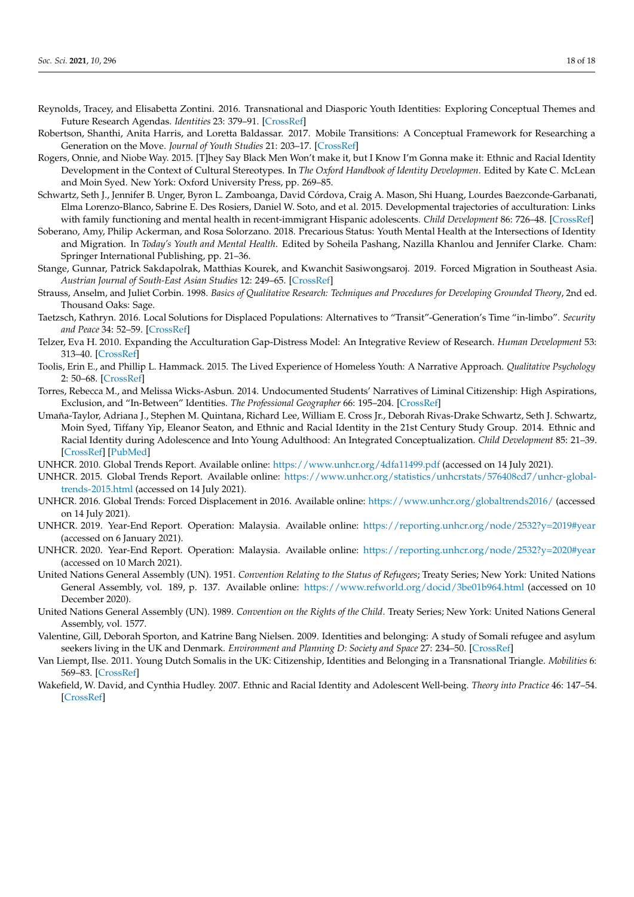Reynolds, Tracey, and Elisabetta Zontini. 2016. Transnational and Diasporic Youth Identities: Exploring Conceptual Themes and Future Research Agendas. *Identities* 23: 379–91. [CrossRef]

Robertson, Shanthi, Anita Harris, and Loretta Baldassar. 2017. Mobile Transitions: A Conceptual Framework for Researching a Generation on the Move. *Journal of Youth Studies* 21: 203–17. [CrossRef]

Rogers, Onnie, and Niobe Way. 2015. [T]hey Say Black Men Won't make it, but I Know I'm Gonna make it: Ethnic and Racial Identity Development in the Context of Cultural Stereotypes. In *The Oxford Handbook of Identity Developmen*. Edited by Kate C. McLean and Moin Syed. New York: Oxford University Press, pp. 269–85.

Schwartz, Seth J., Jennifer B. Unger, Byron L. Zamboanga, David Córdova, Craig A. Mason, Shi Huang, Lourdes Baezconde-Garbanati, Elma Lorenzo-Blanco, Sabrine E. Des Rosiers, Daniel W. Soto, and et al. 2015. Developmental trajectories of acculturation: Links with family functioning and mental health in recent-immigrant Hispanic adolescents. *Child Development* 86: 726–48. [CrossRef]

Soberano, Amy, Philip Ackerman, and Rosa Solorzano. 2018. Precarious Status: Youth Mental Health at the Intersections of Identity and Migration. In *Today's Youth and Mental Health*. Edited by Soheila Pashang, Nazilla Khanlou and Jennifer Clarke. Cham: Springer International Publishing, pp. 21–36.

Stange, Gunnar, Patrick Sakdapolrak, Matthias Kourek, and Kwanchit Sasiwongsaroj. 2019. Forced Migration in Southeast Asia. *Austrian Journal of South-East Asian Studies* 12: 249–65. [CrossRef]

Strauss, Anselm, and Juliet Corbin. 1998. *Basics of Qualitative Research: Techniques and Procedures for Developing Grounded Theory*, 2nd ed. Thousand Oaks: Sage.

Taetzsch, Kathryn. 2016. Local Solutions for Displaced Populations: Alternatives to "Transit"-Generation's Time "in-limbo". *Security and Peace* 34: 52–59. [CrossRef]

Telzer, Eva H. 2010. Expanding the Acculturation Gap-Distress Model: An Integrative Review of Research. *Human Development* 53: 313–40. [CrossRef]

Toolis, Erin E., and Phillip L. Hammack. 2015. The Lived Experience of Homeless Youth: A Narrative Approach. *Qualitative Psychology* 2: 50–68. [CrossRef]

Torres, Rebecca M., and Melissa Wicks-Asbun. 2014. Undocumented Students' Narratives of Liminal Citizenship: High Aspirations, Exclusion, and "In-Between" Identities. *The Professional Geographer* 66: 195–204. [CrossRef]

Umaña-Taylor, Adriana J., Stephen M. Quintana, Richard Lee, William E. Cross Jr., Deborah Rivas-Drake Schwartz, Seth J. Schwartz, Moin Syed, Tiffany Yip, Eleanor Seaton, and Ethnic and Racial Identity in the 21st Century Study Group. 2014. Ethnic and Racial Identity during Adolescence and Into Young Adulthood: An Integrated Conceptualization. *Child Development* 85: 21–39. [CrossRef] [PubMed]

UNHCR. 2010. Global Trends Report. Available online: https://www.unhcr.org/4dfa11499.pdf (accessed on 14 July 2021).

UNHCR. 2015. Global Trends Report. Available online: https://www.unhcr.org/statistics/unhcrstats/576408cd7/unhcr-global-trends-2015.html (accessed on 14 July 2021).

UNHCR. 2016. Global Trends: Forced Displacement in 2016. Available online: https://www.unhcr.org/globaltrends2016/ (accessed on 14 July 2021).

UNHCR. 2019. Year-End Report. Operation: Malaysia. Available online: https://reporting.unhcr.org/node/2532?y=2019#year (accessed on 6 January 2021).

UNHCR. 2020. Year-End Report. Operation: Malaysia. Available online: https://reporting.unhcr.org/node/2532?y=2020#year (accessed on 10 March 2021).

United Nations General Assembly (UN). 1951. *Convention Relating to the Status of Refugees*; Treaty Series; New York: United Nations General Assembly, vol. 189, p. 137. Available online: https://www.refworld.org/docid/3be01b964.html (accessed on 10 December 2020).

United Nations General Assembly (UN). 1989. *Convention on the Rights of the Child*. Treaty Series; New York: United Nations General Assembly, vol. 1577.

Valentine, Gill, Deborah Sporton, and Katrine Bang Nielsen. 2009. Identities and belonging: A study of Somali refugee and asylum seekers living in the UK and Denmark. *Environment and Planning D: Society and Space* 27: 234–50. [CrossRef]

Van Liempt, Ilse. 2011. Young Dutch Somalis in the UK: Citizenship, Identities and Belonging in a Transnational Triangle. *Mobilities* 6: 569–83. [CrossRef]

Wakefield, W. David, and Cynthia Hudley. 2007. Ethnic and Racial Identity and Adolescent Well-being. *Theory into Practice* 46: 147–54. [CrossRef]